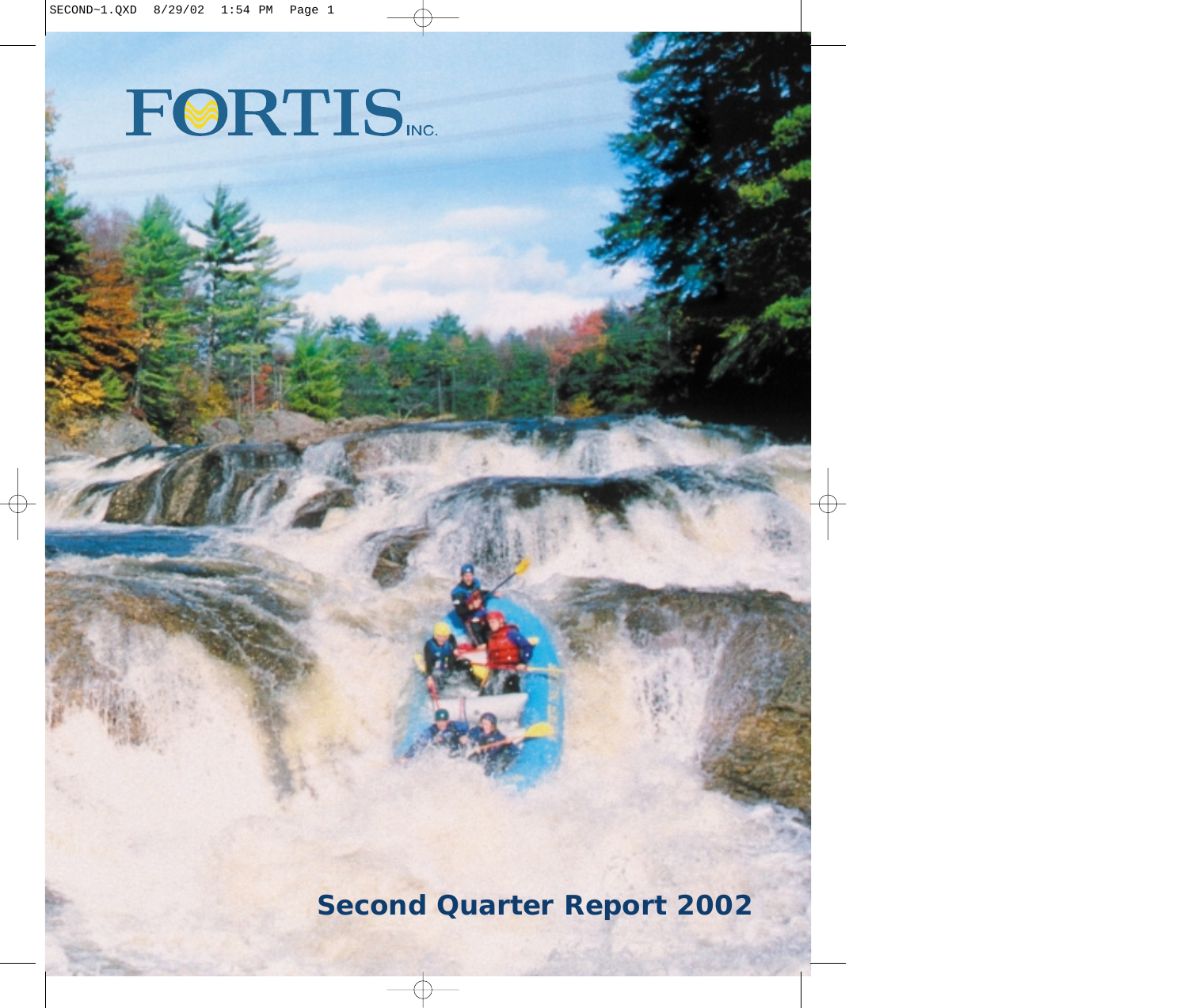# FORTIS INC.

## Second Quarter Report 2002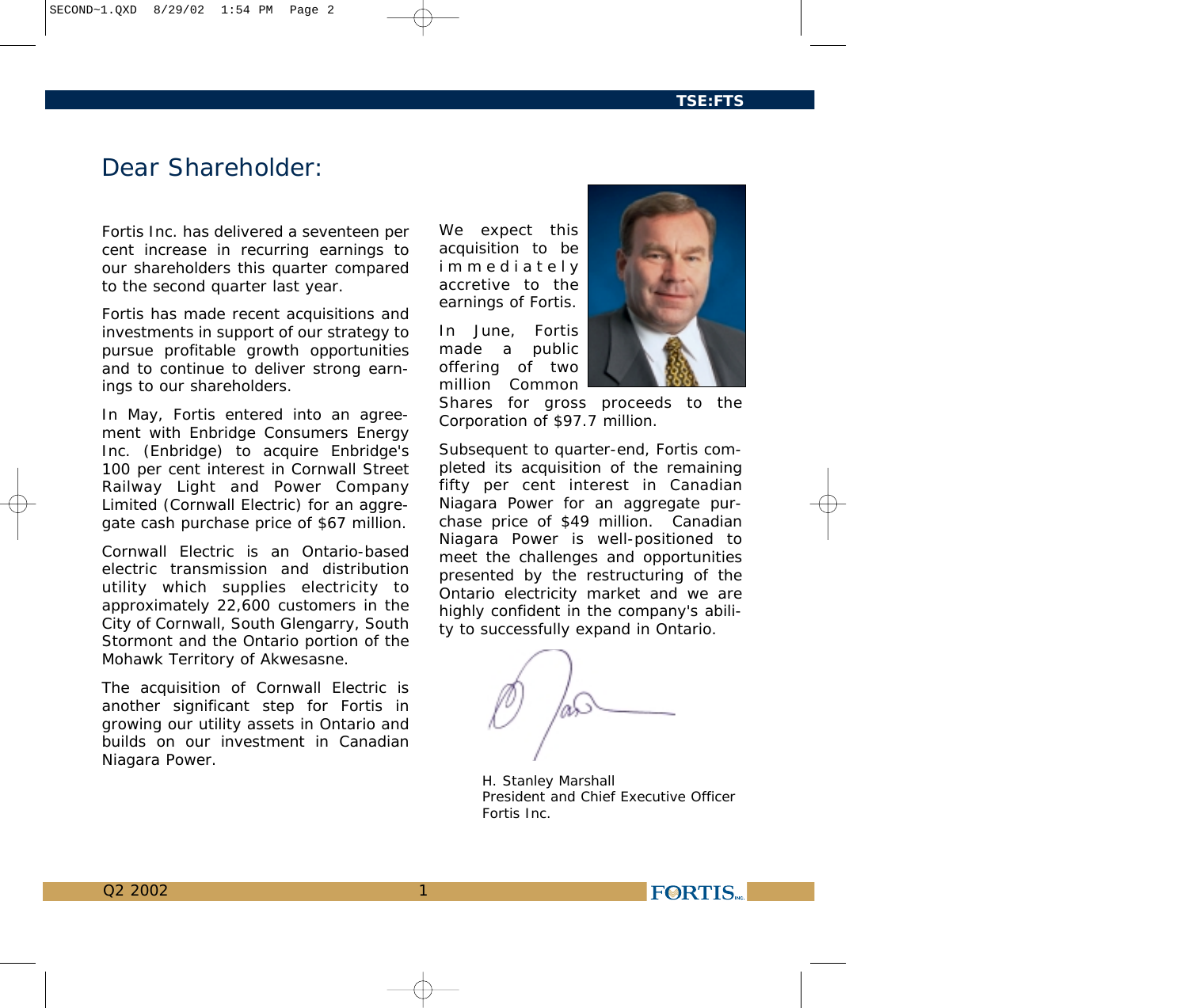# Dear Shareholder:

Fortis Inc. has delivered a seventeen per cent increase in recurring earnings to our shareholders this quarter compared to the second quarter last year.

Fortis has made recent acquisitions and investments in support of our strategy to pursue profitable growth opportunities and to continue to deliver strong earnings to our shareholders.

In May, Fortis entered into an agreement with Enbridge Consumers Energy Inc. (Enbridge) to acquire Enbridge's 100 per cent interest in Cornwall Street Railway Light and Power Company Limited (Cornwall Electric) for an aggregate cash purchase price of $67 million.

Cornwall Electric is an Ontario-based electric transmission and distribution utility which supplies electricity to approximately 22,600 customers in the City of Cornwall, South Glengarry, South Stormont and the Ontario portion of the Mohawk Territory of Akwesasne.

The acquisition of Cornwall Electric is another significant step for Fortis in growing our utility assets in Ontario and builds on our investment in Canadian Niagara Power.

We expect this acquisition to be immediately accretive to the earnings of Fortis.

In June, Fortis made a public offering of two million Common Shares for gross proceeds to the Corporation of $97.7 million.

Subsequent to quarter-end, Fortis completed its acquisition of the remaining fifty per cent interest in Canadian Niagara Power for an aggregate purchase price of $49 million. Canadian Niagara Power is well-positioned to meet the challenges and opportunities presented by the restructuring of the Ontario electricity market and we are highly confident in the company's ability to successfully expand in Ontario.

H. Stanley Marshall
President and Chief Executive Officer
Fortis Inc.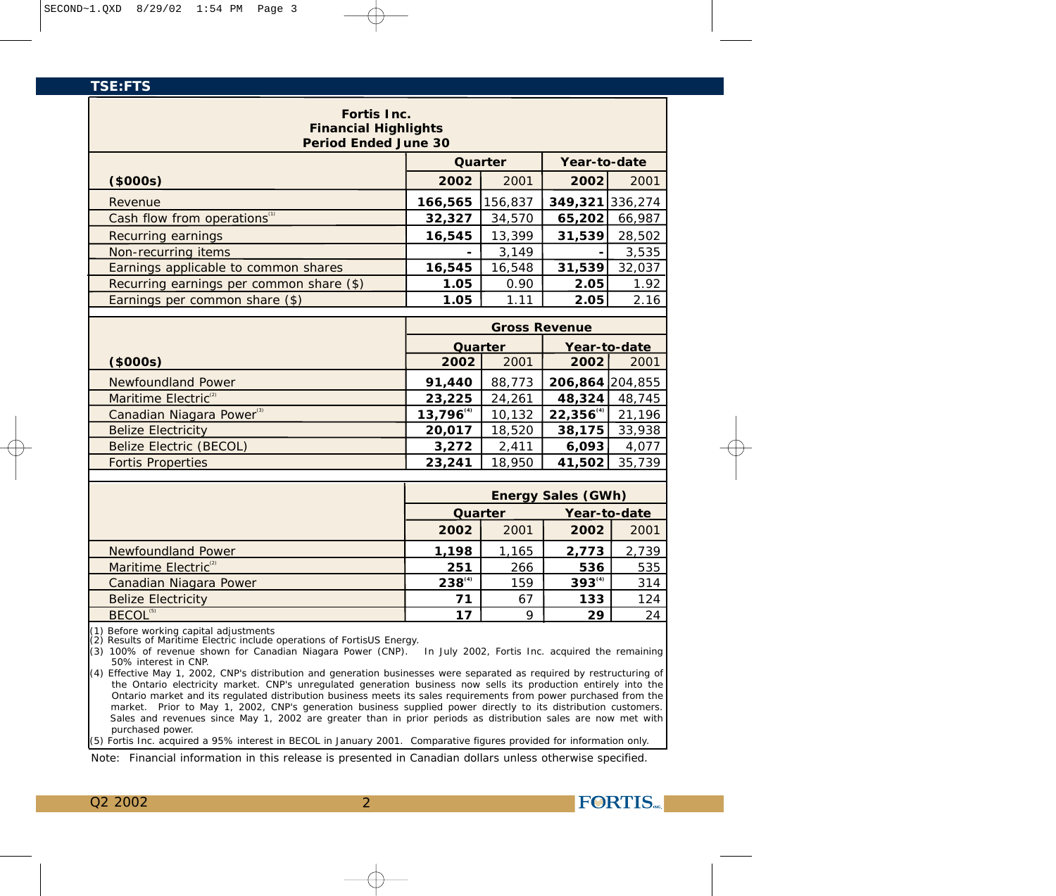TSE:FTS

**Fortis Inc.**
**Financial Highlights**
**Period Ended June 30**

| ($000s) | Quarter | | Year-to-date | |
|---|---|---|---|---|
| | **2002** | 2001 | **2002** | 2001 |
| Revenue | **166,565** | 156,837 | **349,321** | 336,274 |
| Cash flow from operations[1] | **32,327** | 34,570 | **65,202** | 66,987 |
| Recurring earnings | **16,545** | 13,399 | **31,539** | 28,502 |
| Non-recurring items | **-** | 3,149 | **-** | 3,535 |
| Earnings applicable to common shares | **16,545** | 16,548 | **31,539** | 32,037 |
| Recurring earnings per common share ($) | **1.05** | 0.90 | **2.05** | 1.92 |
| Earnings per common share ($) | **1.05** | 1.11 | **2.05** | 2.16 |

| ($000s) | Gross Revenue | | | |
|---|---|---|---|---|
| | Quarter | | Year-to-date | |
| | **2002** | 2001 | **2002** | 2001 |
| Newfoundland Power | **91,440** | 88,773 | **206,864** | 204,855 |
| Maritime Electric[2] | **23,225** | 24,261 | **48,324** | 48,745 |
| Canadian Niagara Power[3] | **13,796**[4] | 10,132 | **22,356**[4] | 21,196 |
| Belize Electricity | **20,017** | 18,520 | **38,175** | 33,938 |
| Belize Electric (BECOL) | **3,272** | 2,411 | **6,093** | 4,077 |
| Fortis Properties | **23,241** | 18,950 | **41,502** | 35,739 |

| | Energy Sales (GWh) | | | |
|---|---|---|---|---|
| | Quarter | | Year-to-date | |
| | **2002** | 2001 | **2002** | 2001 |
| Newfoundland Power | **1,198** | 1,165 | **2,773** | 2,739 |
| Maritime Electric[2] | **251** | 266 | **536** | 535 |
| Canadian Niagara Power | **238**[4] | 159 | **393**[4] | 314 |
| Belize Electricity | **71** | 67 | **133** | 124 |
| BECOL[5] | **17** | 9 | **29** | 24 |

(1) Before working capital adjustments
(2) Results of Maritime Electric include operations of FortisUS Energy.
(3) 100% of revenue shown for Canadian Niagara Power (CNP). In July 2002, Fortis Inc. acquired the remaining 50% interest in CNP.
(4) Effective May 1, 2002, CNP's distribution and generation businesses were separated as required by restructuring of the Ontario electricity market. CNP's unregulated generation business now sells its production entirely into the Ontario market and its regulated distribution business meets its sales requirements from power purchased from the market. Prior to May 1, 2002, CNP's generation business supplied power directly to its distribution customers. Sales and revenues since May 1, 2002 are greater than in prior periods as distribution sales are now met with purchased power.
(5) Fortis Inc. acquired a 95% interest in BECOL in January 2001. Comparative figures provided for information only.

Note: Financial information in this release is presented in Canadian dollars unless otherwise specified.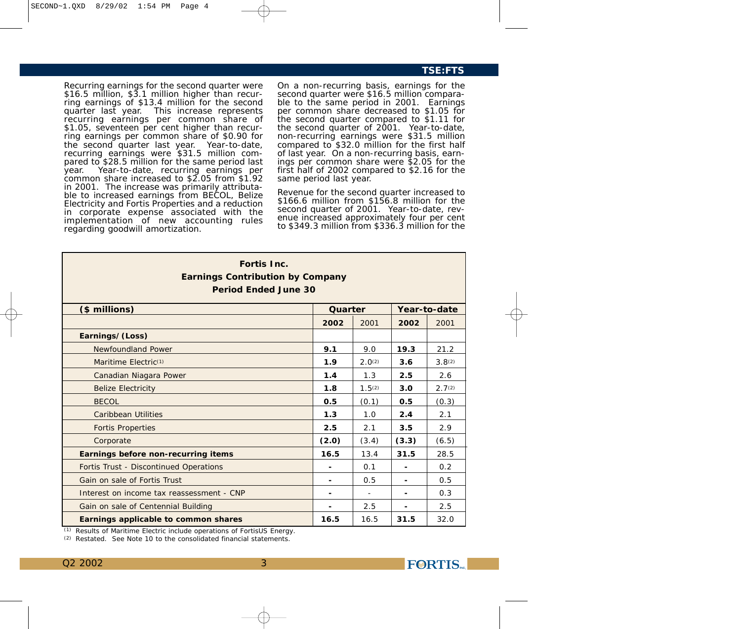Recurring earnings for the second quarter were $16.5 million, $3.1 million higher than recurring earnings of $13.4 million for the second quarter last year. This increase represents recurring earnings per common share of $1.05, seventeen per cent higher than recurring earnings per common share of $0.90 for the second quarter last year. Year-to-date, recurring earnings were $31.5 million compared to $28.5 million for the same period last year. Year-to-date, recurring earnings per common share increased to $2.05 from $1.92 in 2001. The increase was primarily attributable to increased earnings from BECOL, Belize Electricity and Fortis Properties and a reduction in corporate expense associated with the implementation of new accounting rules regarding goodwill amortization.

On a non-recurring basis, earnings for the second quarter were $16.5 million comparable to the same period in 2001. Earnings per common share decreased to $1.05 for the second quarter compared to $1.11 for the second quarter of 2001. Year-to-date, non-recurring earnings were $31.5 million compared to $32.0 million for the first half of last year. On a non-recurring basis, earnings per common share were $2.05 for the first half of 2002 compared to $2.16 for the same period last year.

Revenue for the second quarter increased to $166.6 million from $156.8 million for the second quarter of 2001. Year-to-date, revenue increased approximately four per cent to $349.3 million from $336.3 million for the

**Fortis Inc.**
**Earnings Contribution by Company**
**Period Ended June 30**

| ($ millions) | Quarter | | Year-to-date | |
|---|---|---|---|---|
| | **2002** | 2001 | **2002** | 2001 |
| **Earnings/(Loss)** | | | | |
| Newfoundland Power | **9.1** | 9.0 | **19.3** | 21.2 |
| Maritime Electric[1] | **1.9** | 2.0[2] | **3.6** | 3.8[2] |
| Canadian Niagara Power | **1.4** | 1.3 | **2.5** | 2.6 |
| Belize Electricity | **1.8** | 1.5[2] | **3.0** | 2.7[2] |
| BECOL | **0.5** | (0.1) | **0.5** | (0.3) |
| Caribbean Utilities | **1.3** | 1.0 | **2.4** | 2.1 |
| Fortis Properties | **2.5** | 2.1 | **3.5** | 2.9 |
| Corporate | **(2.0)** | (3.4) | **(3.3)** | (6.5) |
| **Earnings before non-recurring items** | **16.5** | 13.4 | **31.5** | 28.5 |
| Fortis Trust - Discontinued Operations | **-** | 0.1 | **-** | 0.2 |
| Gain on sale of Fortis Trust | **-** | 0.5 | **-** | 0.5 |
| Interest on income tax reassessment - CNP | **-** | - | **-** | 0.3 |
| Gain on sale of Centennial Building | **-** | 2.5 | **-** | 2.5 |
| **Earnings applicable to common shares** | **16.5** | 16.5 | **31.5** | 32.0 |

(1) Results of Maritime Electric include operations of FortisUS Energy.
(2) Restated. See Note 10 to the consolidated financial statements.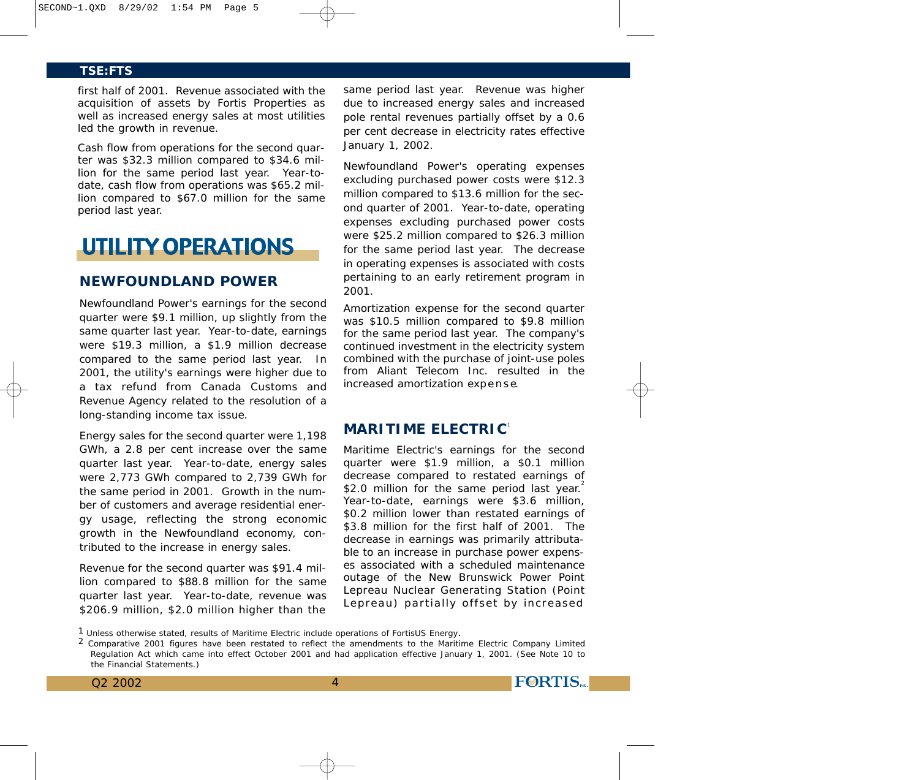first half of 2001. Revenue associated with the acquisition of assets by Fortis Properties as well as increased energy sales at most utilities led the growth in revenue.

Cash flow from operations for the second quarter was $32.3 million compared to $34.6 million for the same period last year. Year-to-date, cash flow from operations was $65.2 million compared to $67.0 million for the same period last year.

# UTILITY OPERATIONS

## NEWFOUNDLAND POWER

Newfoundland Power's earnings for the second quarter were $9.1 million, up slightly from the same quarter last year. Year-to-date, earnings were $19.3 million, a $1.9 million decrease compared to the same period last year. In 2001, the utility's earnings were higher due to a tax refund from Canada Customs and Revenue Agency related to the resolution of a long-standing income tax issue.

Energy sales for the second quarter were 1,198 GWh, a 2.8 per cent increase over the same quarter last year. Year-to-date, energy sales were 2,773 GWh compared to 2,739 GWh for the same period in 2001. Growth in the number of customers and average residential energy usage, reflecting the strong economic growth in the Newfoundland economy, contributed to the increase in energy sales.

Revenue for the second quarter was $91.4 million compared to $88.8 million for the same quarter last year. Year-to-date, revenue was $206.9 million, $2.0 million higher than the same period last year. Revenue was higher due to increased energy sales and increased pole rental revenues partially offset by a 0.6 per cent decrease in electricity rates effective January 1, 2002.

Newfoundland Power's operating expenses excluding purchased power costs were $12.3 million compared to $13.6 million for the second quarter of 2001. Year-to-date, operating expenses excluding purchased power costs were $25.2 million compared to $26.3 million for the same period last year. The decrease in operating expenses is associated with costs pertaining to an early retirement program in 2001.

Amortization expense for the second quarter was $10.5 million compared to $9.8 million for the same period last year. The company's continued investment in the electricity system combined with the purchase of joint-use poles from Aliant Telecom Inc. resulted in the increased amortization expense.

## MARITIME ELECTRIC[1]

Maritime Electric's earnings for the second quarter were $1.9 million, a $0.1 million decrease compared to restated earnings of $2.0 million for the same period last year.[2] Year-to-date, earnings were $3.6 million, $0.2 million lower than restated earnings of $3.8 million for the first half of 2001. The decrease in earnings was primarily attributable to an increase in purchase power expenses associated with a scheduled maintenance outage of the New Brunswick Power Point Lepreau Nuclear Generating Station (Point Lepreau) partially offset by increased

[1] Unless otherwise stated, results of Maritime Electric include operations of FortisUS Energy.

[2] Comparative 2001 figures have been restated to reflect the amendments to the Maritime Electric Company Limited Regulation Act which came into effect October 2001 and had application effective January 1, 2001. (See Note 10 to the Financial Statements.)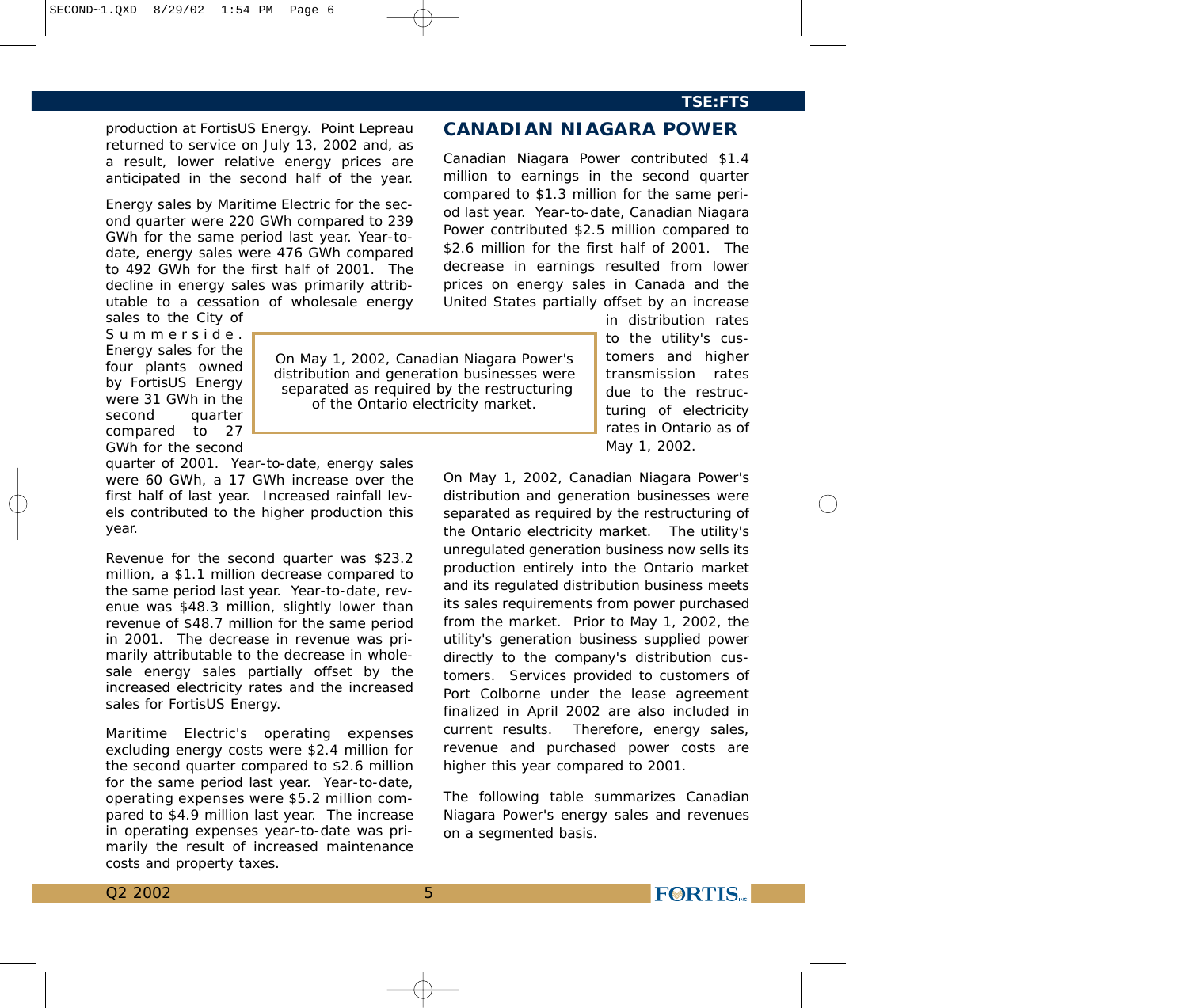production at FortisUS Energy. Point Lepreau returned to service on July 13, 2002 and, as a result, lower relative energy prices are anticipated in the second half of the year.

Energy sales by Maritime Electric for the second quarter were 220 GWh compared to 239 GWh for the same period last year. Year-to-date, energy sales were 476 GWh compared to 492 GWh for the first half of 2001. The decline in energy sales was primarily attributable to a cessation of wholesale energy sales to the City of Summerside. Energy sales for the four plants owned by FortisUS Energy were 31 GWh in the second quarter compared to 27 GWh for the second quarter of 2001. Year-to-date, energy sales were 60 GWh, a 17 GWh increase over the first half of last year. Increased rainfall levels contributed to the higher production this year.

Revenue for the second quarter was $23.2 million, a $1.1 million decrease compared to the same period last year. Year-to-date, revenue was $48.3 million, slightly lower than revenue of $48.7 million for the same period in 2001. The decrease in revenue was primarily attributable to the decrease in wholesale energy sales partially offset by the increased electricity rates and the increased sales for FortisUS Energy.

Maritime Electric's operating expenses excluding energy costs were $2.4 million for the second quarter compared to $2.6 million for the same period last year. Year-to-date, operating expenses were $5.2 million compared to $4.9 million last year. The increase in operating expenses year-to-date was primarily the result of increased maintenance costs and property taxes.

## CANADIAN NIAGARA POWER

Canadian Niagara Power contributed $1.4 million to earnings in the second quarter compared to $1.3 million for the same period last year. Year-to-date, Canadian Niagara Power contributed $2.5 million compared to $2.6 million for the first half of 2001. The decrease in earnings resulted from lower prices on energy sales in Canada and the United States partially offset by an increase in distribution rates to the utility's customers and higher transmission rates due to the restructuring of electricity rates in Ontario as of May 1, 2002.

> On May 1, 2002, Canadian Niagara Power's distribution and generation businesses were separated as required by the restructuring of the Ontario electricity market.

On May 1, 2002, Canadian Niagara Power's distribution and generation businesses were separated as required by the restructuring of the Ontario electricity market. The utility's unregulated generation business now sells its production entirely into the Ontario market and its regulated distribution business meets its sales requirements from power purchased from the market. Prior to May 1, 2002, the utility's generation business supplied power directly to the company's distribution customers. Services provided to customers of Port Colborne under the lease agreement finalized in April 2002 are also included in current results. Therefore, energy sales, revenue and purchased power costs are higher this year compared to 2001.

The following table summarizes Canadian Niagara Power's energy sales and revenues on a segmented basis.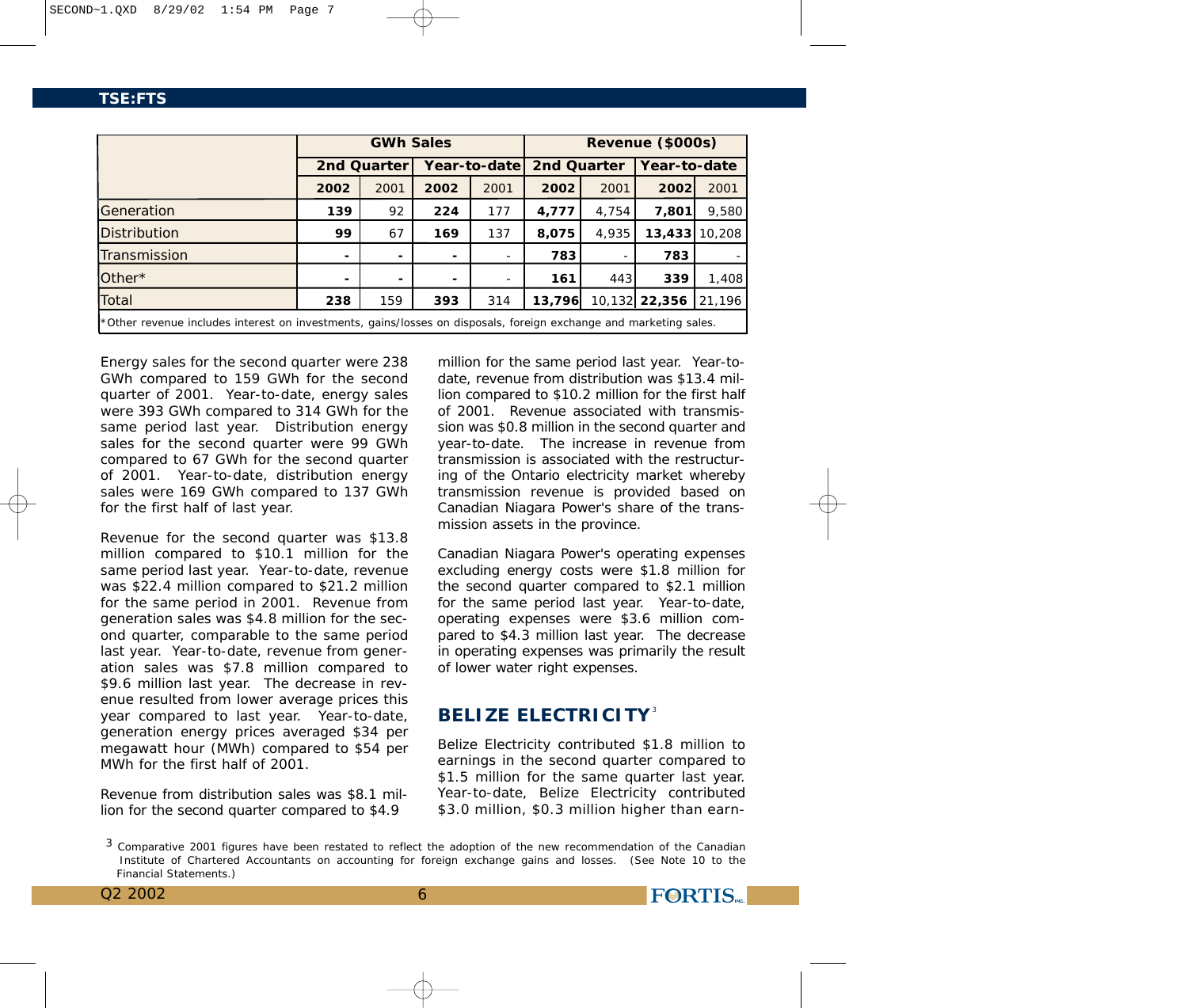| | GWh Sales | | | | Revenue ($000s) | | | |
|---|---|---|---|---|---|---|---|---|
| | 2nd Quarter | | Year-to-date | | 2nd Quarter | | Year-to-date | |
| | **2002** | 2001 | **2002** | 2001 | **2002** | 2001 | **2002** | 2001 |
| Generation | **139** | 92 | **224** | 177 | **4,777** | 4,754 | **7,801** | 9,580 |
| Distribution | **99** | 67 | **169** | 137 | **8,075** | 4,935 | **13,433** | 10,208 |
| Transmission | **-** | - | **-** | - | **783** | - | **783** | - |
| Other* | **-** | - | **-** | - | **161** | 443 | **339** | 1,408 |
| Total | **238** | 159 | **393** | 314 | **13,796** | 10,132 | **22,356** | 21,196 |

*Other revenue includes interest on investments, gains/losses on disposals, foreign exchange and marketing sales.

Energy sales for the second quarter were 238 GWh compared to 159 GWh for the second quarter of 2001. Year-to-date, energy sales were 393 GWh compared to 314 GWh for the same period last year. Distribution energy sales for the second quarter were 99 GWh compared to 67 GWh for the second quarter of 2001. Year-to-date, distribution energy sales were 169 GWh compared to 137 GWh for the first half of last year.

Revenue for the second quarter was $13.8 million compared to $10.1 million for the same period last year. Year-to-date, revenue was $22.4 million compared to $21.2 million for the same period in 2001. Revenue from generation sales was $4.8 million for the second quarter, comparable to the same period last year. Year-to-date, revenue from generation sales was $7.8 million compared to $9.6 million last year. The decrease in revenue resulted from lower average prices this year compared to last year. Year-to-date, generation energy prices averaged $34 per megawatt hour (MWh) compared to $54 per MWh for the first half of 2001.

Revenue from distribution sales was $8.1 million for the second quarter compared to $4.9 million for the same period last year. Year-to-date, revenue from distribution was $13.4 million compared to $10.2 million for the first half of 2001. Revenue associated with transmission was $0.8 million in the second quarter and year-to-date. The increase in revenue from transmission is associated with the restructuring of the Ontario electricity market whereby transmission revenue is provided based on Canadian Niagara Power's share of the transmission assets in the province.

Canadian Niagara Power's operating expenses excluding energy costs were $1.8 million for the second quarter compared to $2.1 million for the same period last year. Year-to-date, operating expenses were $3.6 million compared to $4.3 million last year. The decrease in operating expenses was primarily the result of lower water right expenses.

## BELIZE ELECTRICITY[3]

Belize Electricity contributed $1.8 million to earnings in the second quarter compared to $1.5 million for the same quarter last year. Year-to-date, Belize Electricity contributed $3.0 million, $0.3 million higher than earn-

[3] Comparative 2001 figures have been restated to reflect the adoption of the new recommendation of the Canadian Institute of Chartered Accountants on accounting for foreign exchange gains and losses. (See Note 10 to the Financial Statements.)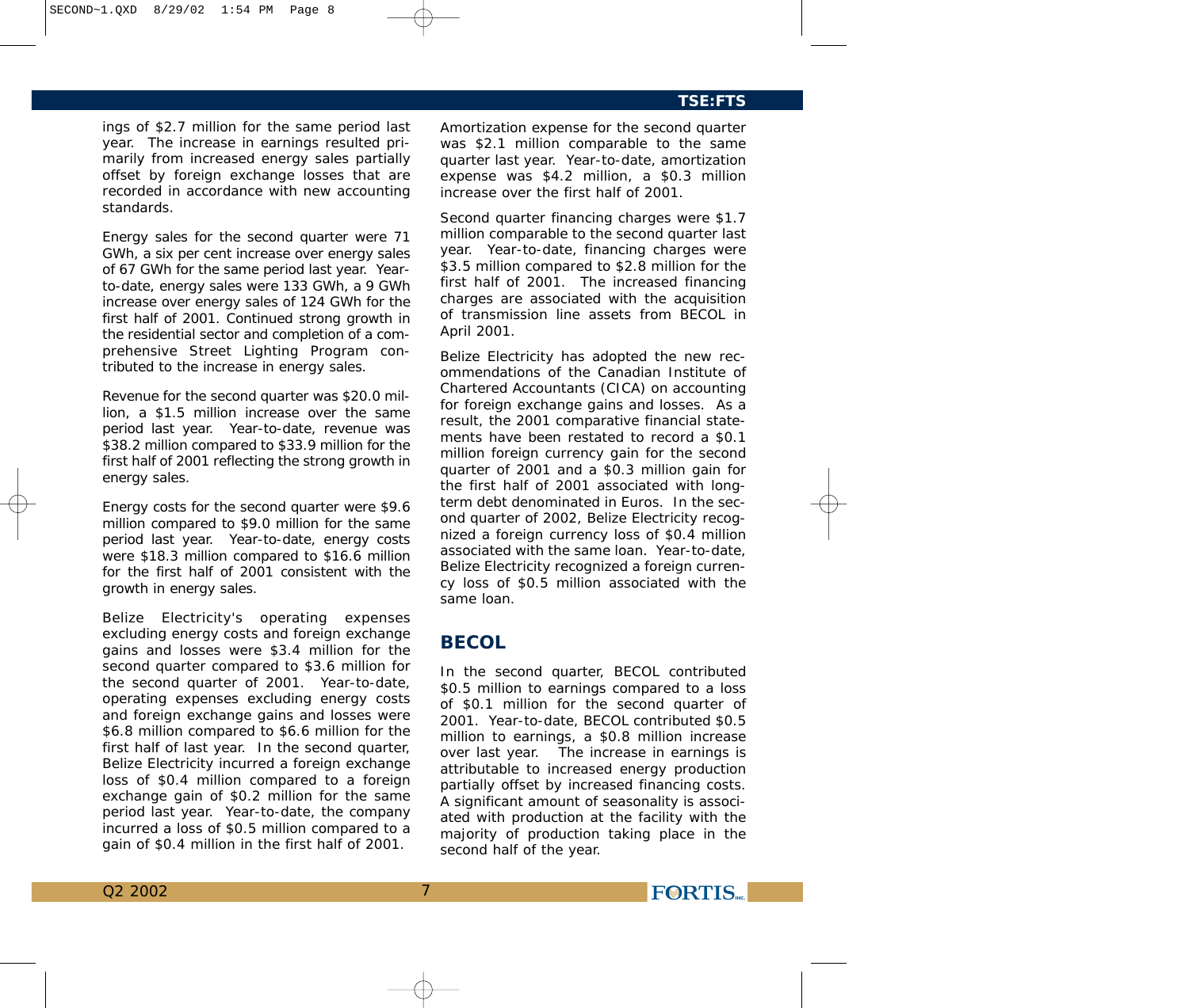ings of $2.7 million for the same period last year. The increase in earnings resulted primarily from increased energy sales partially offset by foreign exchange losses that are recorded in accordance with new accounting standards.

Energy sales for the second quarter were 71 GWh, a six per cent increase over energy sales of 67 GWh for the same period last year. Year-to-date, energy sales were 133 GWh, a 9 GWh increase over energy sales of 124 GWh for the first half of 2001. Continued strong growth in the residential sector and completion of a comprehensive Street Lighting Program contributed to the increase in energy sales.

Revenue for the second quarter was $20.0 million, a $1.5 million increase over the same period last year. Year-to-date, revenue was $38.2 million compared to $33.9 million for the first half of 2001 reflecting the strong growth in energy sales.

Energy costs for the second quarter were $9.6 million compared to $9.0 million for the same period last year. Year-to-date, energy costs were $18.3 million compared to $16.6 million for the first half of 2001 consistent with the growth in energy sales.

Belize Electricity's operating expenses excluding energy costs and foreign exchange gains and losses were $3.4 million for the second quarter compared to $3.6 million for the second quarter of 2001. Year-to-date, operating expenses excluding energy costs and foreign exchange gains and losses were $6.8 million compared to $6.6 million for the first half of last year. In the second quarter, Belize Electricity incurred a foreign exchange loss of $0.4 million compared to a foreign exchange gain of $0.2 million for the same period last year. Year-to-date, the company incurred a loss of $0.5 million compared to a gain of $0.4 million in the first half of 2001.

Amortization expense for the second quarter was $2.1 million comparable to the same quarter last year. Year-to-date, amortization expense was $4.2 million, a $0.3 million increase over the first half of 2001.

Second quarter financing charges were $1.7 million comparable to the second quarter last year. Year-to-date, financing charges were $3.5 million compared to $2.8 million for the first half of 2001. The increased financing charges are associated with the acquisition of transmission line assets from BECOL in April 2001.

Belize Electricity has adopted the new recommendations of the Canadian Institute of Chartered Accountants (CICA) on accounting for foreign exchange gains and losses. As a result, the 2001 comparative financial statements have been restated to record a $0.1 million foreign currency gain for the second quarter of 2001 and a $0.3 million gain for the first half of 2001 associated with long-term debt denominated in Euros. In the second quarter of 2002, Belize Electricity recognized a foreign currency loss of $0.4 million associated with the same loan. Year-to-date, Belize Electricity recognized a foreign currency loss of $0.5 million associated with the same loan.

## BECOL

In the second quarter, BECOL contributed $0.5 million to earnings compared to a loss of $0.1 million for the second quarter of 2001. Year-to-date, BECOL contributed $0.5 million to earnings, a $0.8 million increase over last year. The increase in earnings is attributable to increased energy production partially offset by increased financing costs. A significant amount of seasonality is associated with production at the facility with the majority of production taking place in the second half of the year.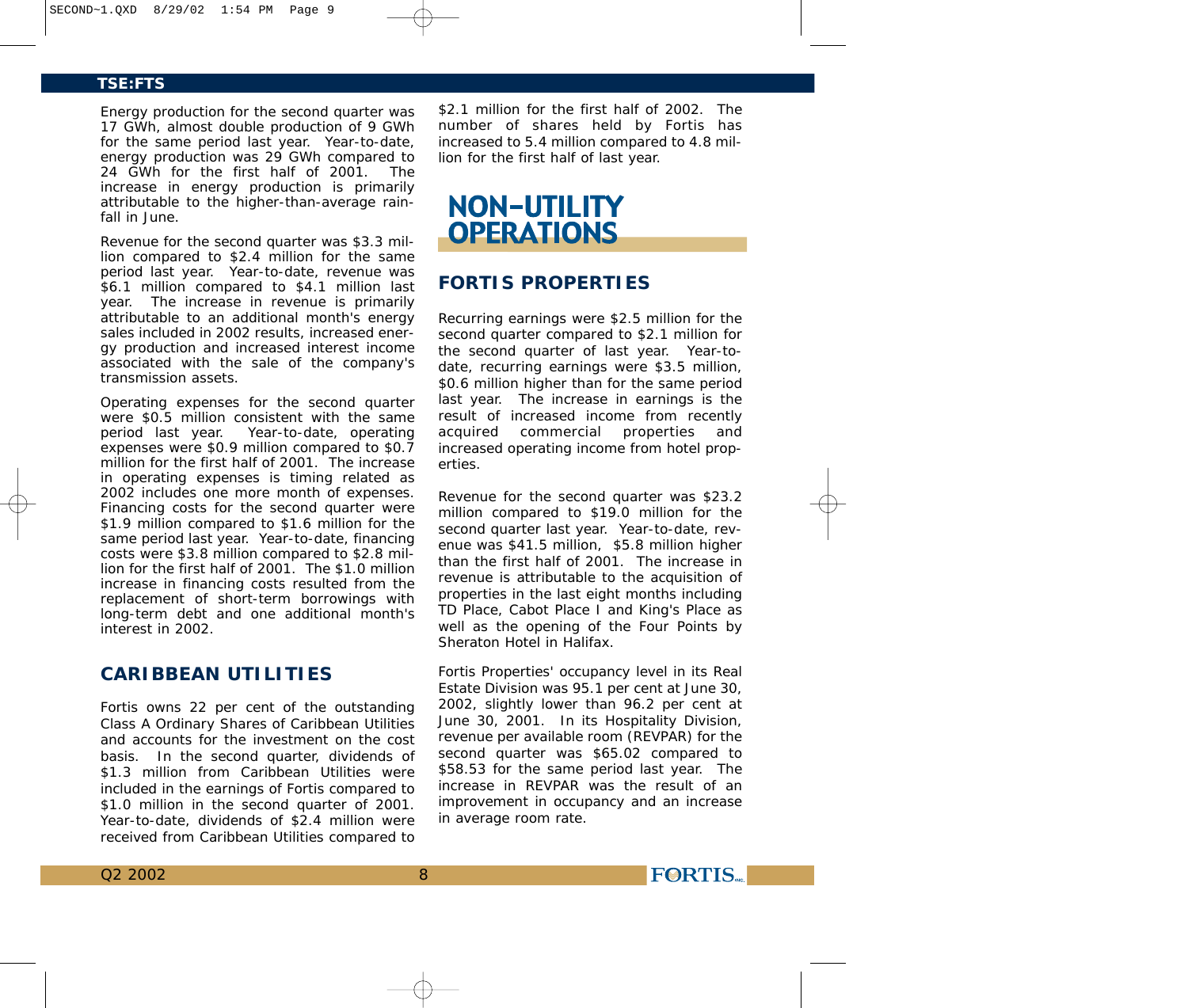Energy production for the second quarter was 17 GWh, almost double production of 9 GWh for the same period last year. Year-to-date, energy production was 29 GWh compared to 24 GWh for the first half of 2001. The increase in energy production is primarily attributable to the higher-than-average rainfall in June.

Revenue for the second quarter was $3.3 million compared to $2.4 million for the same period last year. Year-to-date, revenue was $6.1 million compared to $4.1 million last year. The increase in revenue is primarily attributable to an additional month's energy sales included in 2002 results, increased energy production and increased interest income associated with the sale of the company's transmission assets.

Operating expenses for the second quarter were $0.5 million consistent with the same period last year. Year-to-date, operating expenses were $0.9 million compared to $0.7 million for the first half of 2001. The increase in operating expenses is timing related as 2002 includes one more month of expenses. Financing costs for the second quarter were $1.9 million compared to $1.6 million for the same period last year. Year-to-date, financing costs were $3.8 million compared to $2.8 million for the first half of 2001. The $1.0 million increase in financing costs resulted from the replacement of short-term borrowings with long-term debt and one additional month's interest in 2002.

## CARIBBEAN UTILITIES

Fortis owns 22 per cent of the outstanding Class A Ordinary Shares of Caribbean Utilities and accounts for the investment on the cost basis. In the second quarter, dividends of $1.3 million from Caribbean Utilities were included in the earnings of Fortis compared to $1.0 million in the second quarter of 2001. Year-to-date, dividends of $2.4 million were received from Caribbean Utilities compared to $2.1 million for the first half of 2002. The number of shares held by Fortis has increased to 5.4 million compared to 4.8 million for the first half of last year.

# NON-UTILITY OPERATIONS

## FORTIS PROPERTIES

Recurring earnings were $2.5 million for the second quarter compared to $2.1 million for the second quarter of last year. Year-to-date, recurring earnings were $3.5 million, $0.6 million higher than for the same period last year. The increase in earnings is the result of increased income from recently acquired commercial properties and increased operating income from hotel properties.

Revenue for the second quarter was $23.2 million compared to $19.0 million for the second quarter last year. Year-to-date, revenue was $41.5 million, $5.8 million higher than the first half of 2001. The increase in revenue is attributable to the acquisition of properties in the last eight months including TD Place, Cabot Place I and King's Place as well as the opening of the Four Points by Sheraton Hotel in Halifax.

Fortis Properties' occupancy level in its Real Estate Division was 95.1 per cent at June 30, 2002, slightly lower than 96.2 per cent at June 30, 2001. In its Hospitality Division, revenue per available room (REVPAR) for the second quarter was $65.02 compared to $58.53 for the same period last year. The increase in REVPAR was the result of an improvement in occupancy and an increase in average room rate.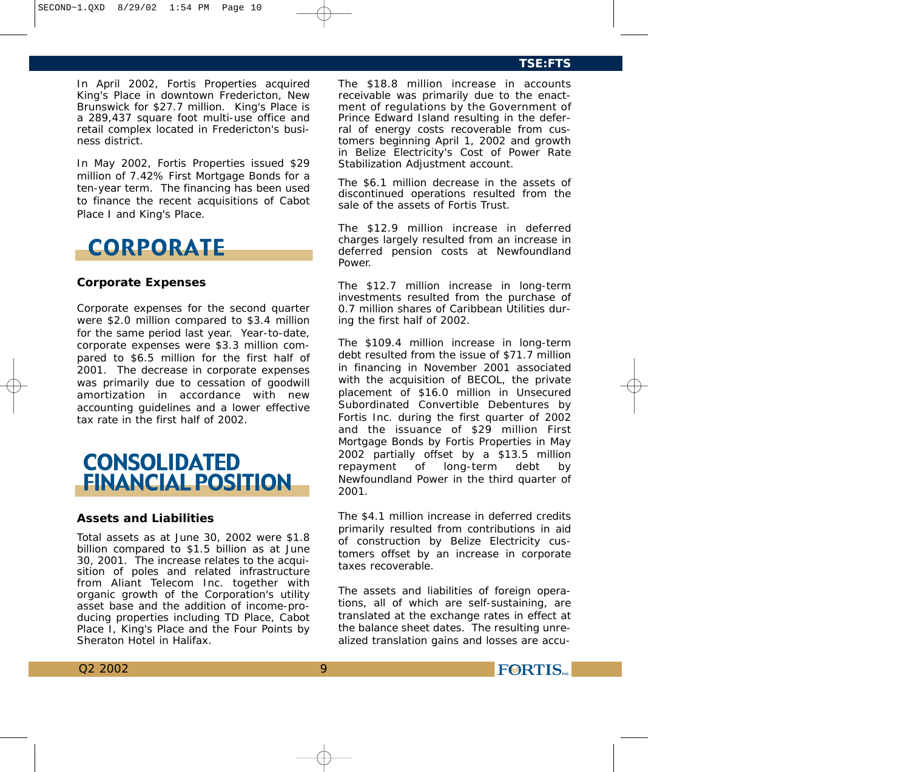In April 2002, Fortis Properties acquired King's Place in downtown Fredericton, New Brunswick for $27.7 million. King's Place is a 289,437 square foot multi-use office and retail complex located in Fredericton's business district.

In May 2002, Fortis Properties issued $29 million of 7.42% First Mortgage Bonds for a ten-year term. The financing has been used to finance the recent acquisitions of Cabot Place I and King's Place.

# CORPORATE

### Corporate Expenses

Corporate expenses for the second quarter were $2.0 million compared to $3.4 million for the same period last year. Year-to-date, corporate expenses were $3.3 million compared to $6.5 million for the first half of 2001. The decrease in corporate expenses was primarily due to cessation of goodwill amortization in accordance with new accounting guidelines and a lower effective tax rate in the first half of 2002.

# CONSOLIDATED FINANCIAL POSITION

### Assets and Liabilities

Total assets as at June 30, 2002 were $1.8 billion compared to $1.5 billion as at June 30, 2001. The increase relates to the acquisition of poles and related infrastructure from Aliant Telecom Inc. together with organic growth of the Corporation's utility asset base and the addition of income-producing properties including TD Place, Cabot Place I, King's Place and the Four Points by Sheraton Hotel in Halifax.

The $18.8 million increase in accounts receivable was primarily due to the enactment of regulations by the Government of Prince Edward Island resulting in the deferral of energy costs recoverable from customers beginning April 1, 2002 and growth in Belize Electricity's Cost of Power Rate Stabilization Adjustment account.

The $6.1 million decrease in the assets of discontinued operations resulted from the sale of the assets of Fortis Trust.

The $12.9 million increase in deferred charges largely resulted from an increase in deferred pension costs at Newfoundland Power.

The $12.7 million increase in long-term investments resulted from the purchase of 0.7 million shares of Caribbean Utilities during the first half of 2002.

The $109.4 million increase in long-term debt resulted from the issue of $71.7 million in financing in November 2001 associated with the acquisition of BECOL, the private placement of $16.0 million in Unsecured Subordinated Convertible Debentures by Fortis Inc. during the first quarter of 2002 and the issuance of $29 million First Mortgage Bonds by Fortis Properties in May 2002 partially offset by a $13.5 million repayment of long-term debt by Newfoundland Power in the third quarter of 2001.

The $4.1 million increase in deferred credits primarily resulted from contributions in aid of construction by Belize Electricity customers offset by an increase in corporate taxes recoverable.

The assets and liabilities of foreign operations, all of which are self-sustaining, are translated at the exchange rates in effect at the balance sheet dates. The resulting unrealized translation gains and losses are accu-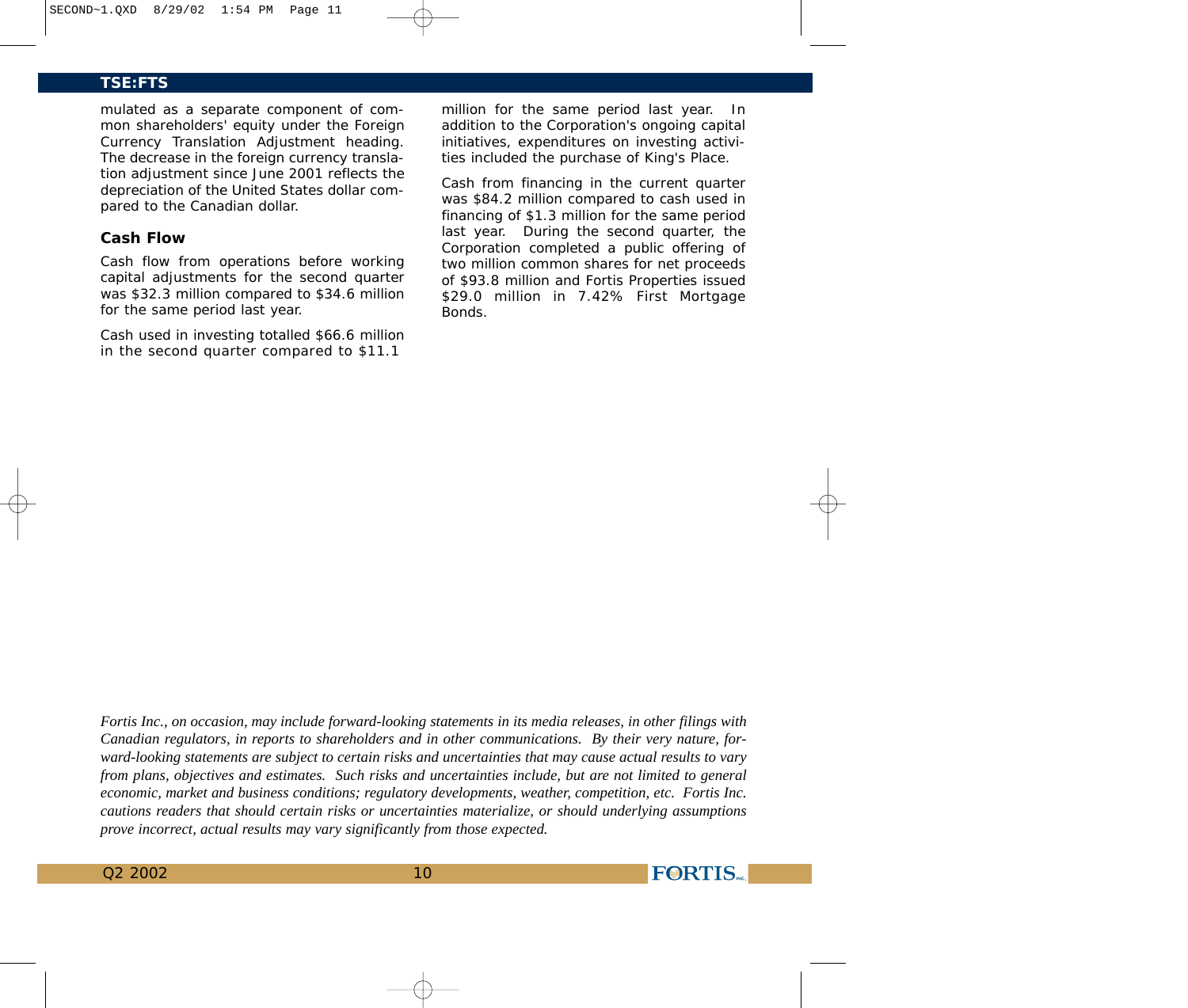mulated as a separate component of common shareholders' equity under the Foreign Currency Translation Adjustment heading. The decrease in the foreign currency translation adjustment since June 2001 reflects the depreciation of the United States dollar compared to the Canadian dollar.

### Cash Flow

Cash flow from operations before working capital adjustments for the second quarter was $32.3 million compared to $34.6 million for the same period last year.

Cash used in investing totalled $66.6 million in the second quarter compared to $11.1 million for the same period last year. In addition to the Corporation's ongoing capital initiatives, expenditures on investing activities included the purchase of King's Place.

Cash from financing in the current quarter was $84.2 million compared to cash used in financing of $1.3 million for the same period last year. During the second quarter, the Corporation completed a public offering of two million common shares for net proceeds of $93.8 million and Fortis Properties issued $29.0 million in 7.42% First Mortgage Bonds.

*Fortis Inc., on occasion, may include forward-looking statements in its media releases, in other filings with Canadian regulators, in reports to shareholders and in other communications. By their very nature, forward-looking statements are subject to certain risks and uncertainties that may cause actual results to vary from plans, objectives and estimates. Such risks and uncertainties include, but are not limited to general economic, market and business conditions; regulatory developments, weather, competition, etc. Fortis Inc. cautions readers that should certain risks or uncertainties materialize, or should underlying assumptions prove incorrect, actual results may vary significantly from those expected.*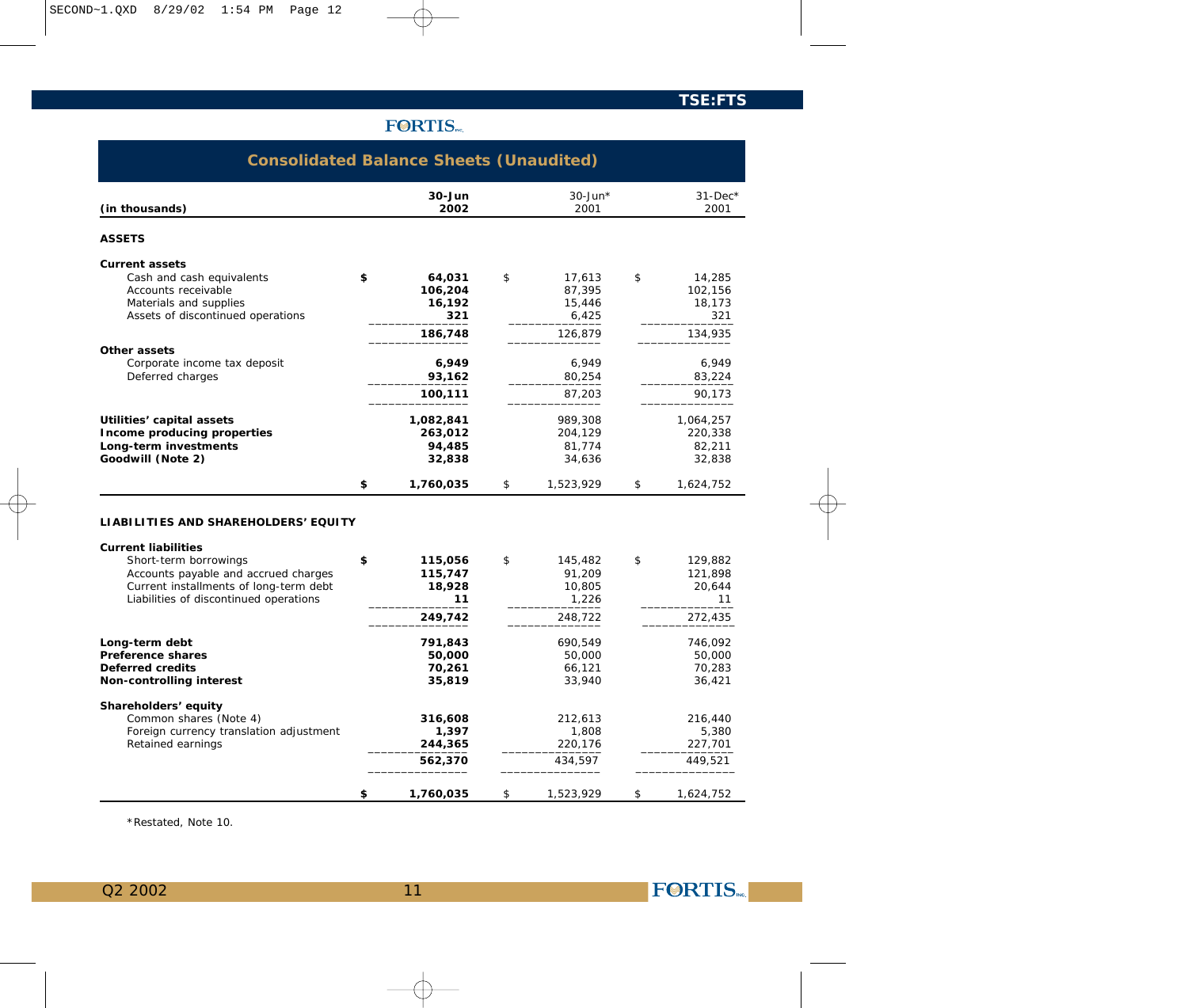# FORTIS

## Consolidated Balance Sheets (Unaudited)

| (in thousands) | 30-Jun 2002 | 30-Jun* 2001 | 31-Dec* 2001 |
|---|---|---|---|
| **ASSETS** | | | |
| **Current assets** | | | |
| Cash and cash equivalents | **$ 64,031** | $ 17,613 | $ 14,285 |
| Accounts receivable | **106,204** | 87,395 | 102,156 |
| Materials and supplies | **16,192** | 15,446 | 18,173 |
| Assets of discontinued operations | **321** | 6,425 | 321 |
| | **186,748** | 126,879 | 134,935 |
| **Other assets** | | | |
| Corporate income tax deposit | **6,949** | 6,949 | 6,949 |
| Deferred charges | **93,162** | 80,254 | 83,224 |
| | **100,111** | 87,203 | 90,173 |
| **Utilities' capital assets** | **1,082,841** | 989,308 | 1,064,257 |
| **Income producing properties** | **263,012** | 204,129 | 220,338 |
| **Long-term investments** | **94,485** | 81,774 | 82,211 |
| **Goodwill (Note 2)** | **32,838** | 34,636 | 32,838 |
| | **$ 1,760,035** | $ 1,523,929 | $ 1,624,752 |
| **LIABILITIES AND SHAREHOLDERS' EQUITY** | | | |
| **Current liabilities** | | | |
| Short-term borrowings | **$ 115,056** | $ 145,482 | $ 129,882 |
| Accounts payable and accrued charges | **115,747** | 91,209 | 121,898 |
| Current installments of long-term debt | **18,928** | 10,805 | 20,644 |
| Liabilities of discontinued operations | **11** | 1,226 | 11 |
| | **249,742** | 248,722 | 272,435 |
| **Long-term debt** | **791,843** | 690,549 | 746,092 |
| **Preference shares** | **50,000** | 50,000 | 50,000 |
| **Deferred credits** | **70,261** | 66,121 | 70,283 |
| **Non-controlling interest** | **35,819** | 33,940 | 36,421 |
| **Shareholders' equity** | | | |
| Common shares (Note 4) | **316,608** | 212,613 | 216,440 |
| Foreign currency translation adjustment | **1,397** | 1,808 | 5,380 |
| Retained earnings | **244,365** | 220,176 | 227,701 |
| | **562,370** | 434,597 | 449,521 |
| | **$ 1,760,035** | $ 1,523,929 | $ 1,624,752 |

*Restated, Note 10.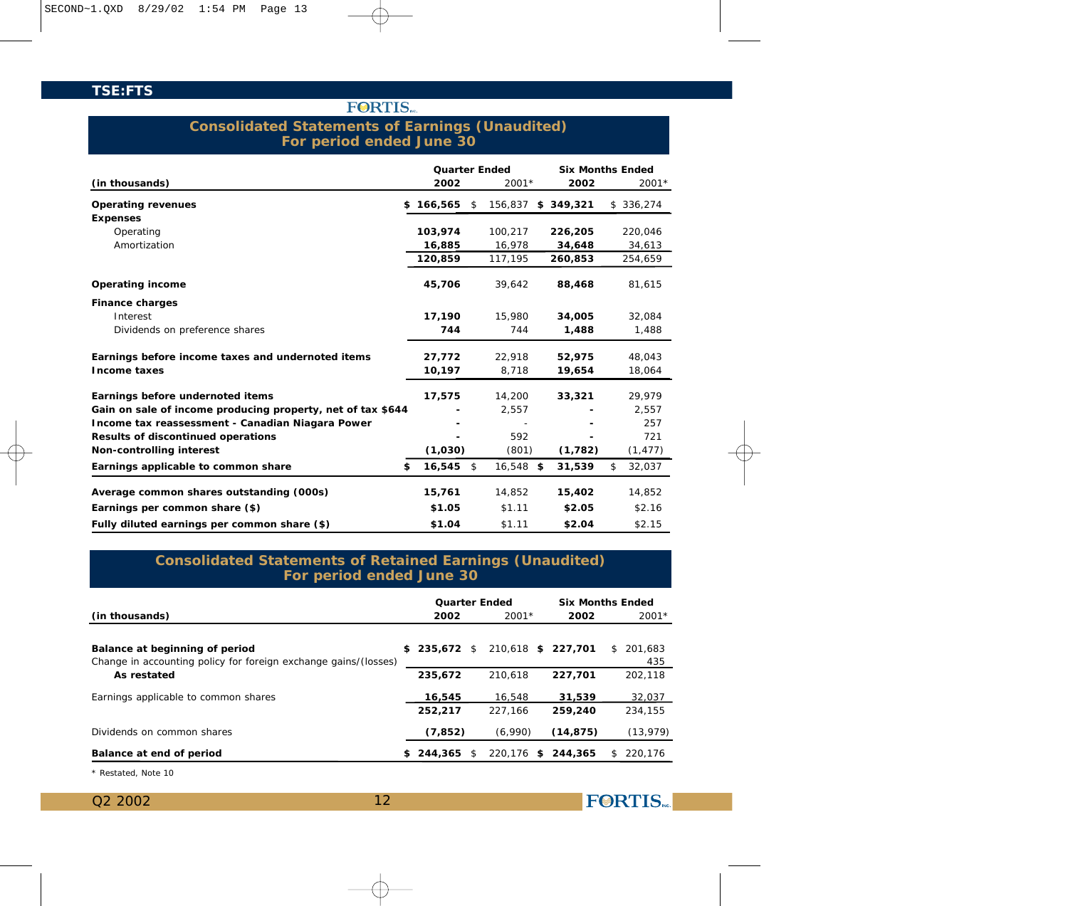## Consolidated Statements of Earnings (Unaudited)
## For period ended June 30

| (in thousands) | Quarter Ended 2002 | 2001* | Six Months Ended 2002 | 2001* |
|---|---|---|---|---|
| **Operating revenues** | **$ 166,565** | $ 156,837 | **$ 349,321** | $ 336,274 |
| **Expenses** | | | | |
| Operating | **103,974** | 100,217 | **226,205** | 220,046 |
| Amortization | **16,885** | 16,978 | **34,648** | 34,613 |
| | **120,859** | 117,195 | **260,853** | 254,659 |
| **Operating income** | **45,706** | 39,642 | **88,468** | 81,615 |
| **Finance charges** | | | | |
| Interest | **17,190** | 15,980 | **34,005** | 32,084 |
| Dividends on preference shares | **744** | 744 | **1,488** | 1,488 |
| **Earnings before income taxes and undernoted items** | **27,772** | 22,918 | **52,975** | 48,043 |
| **Income taxes** | **10,197** | 8,718 | **19,654** | 18,064 |
| **Earnings before undernoted items** | **17,575** | 14,200 | **33,321** | 29,979 |
| **Gain on sale of income producing property, net of tax $644** | **-** | 2,557 | **-** | 2,557 |
| **Income tax reassessment - Canadian Niagara Power** | **-** | - | **-** | 257 |
| **Results of discontinued operations** | **-** | 592 | **-** | 721 |
| **Non-controlling interest** | **(1,030)** | (801) | **(1,782)** | (1,477) |
| **Earnings applicable to common share** | **$ 16,545** | $ 16,548 | **$ 31,539** | $ 32,037 |
| **Average common shares outstanding (000s)** | **15,761** | 14,852 | **15,402** | 14,852 |
| **Earnings per common share ($)** | **$1.05** | $1.11 | **$2.05** | $2.16 |
| **Fully diluted earnings per common share ($)** | **$1.04** | $1.11 | **$2.04** | $2.15 |

## Consolidated Statements of Retained Earnings (Unaudited)
## For period ended June 30

| (in thousands) | Quarter Ended 2002 | 2001* | Six Months Ended 2002 | 2001* |
|---|---|---|---|---|
| **Balance at beginning of period** | **$ 235,672** | $ 210,618 | **$ 227,701** | $ 201,683 |
| Change in accounting policy for foreign exchange gains/(losses) | | | | 435 |
| **As restated** | **235,672** | 210,618 | **227,701** | 202,118 |
| Earnings applicable to common shares | **16,545** | 16,548 | **31,539** | 32,037 |
| | **252,217** | 227,166 | **259,240** | 234,155 |
| Dividends on common shares | **(7,852)** | (6,990) | **(14,875)** | (13,979) |
| **Balance at end of period** | **$ 244,365** | $ 220,176 | **$ 244,365** | $ 220,176 |

\* Restated, Note 10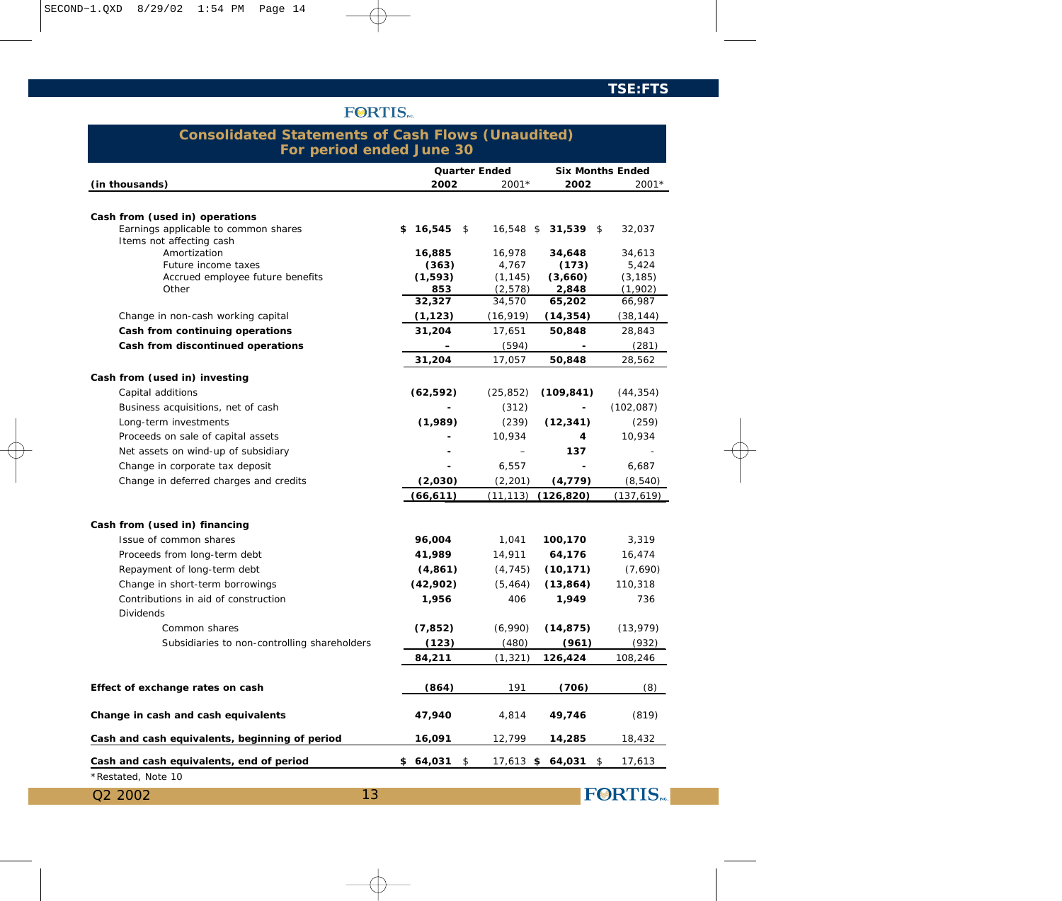# Consolidated Statements of Cash Flows (Unaudited)
## For period ended June 30

| (in thousands) | Quarter Ended 2002 | 2001* | Six Months Ended 2002 | 2001* |
|---|---|---|---|---|
| **Cash from (used in) operations** | | | | |
| Earnings applicable to common shares | **$ 16,545** | $ 16,548 | **$ 31,539** | $ 32,037 |
| Items not affecting cash | | | | |
| Amortization | **16,885** | 16,978 | **34,648** | 34,613 |
| Future income taxes | **(363)** | 4,767 | **(173)** | 5,424 |
| Accrued employee future benefits | **(1,593)** | (1,145) | **(3,660)** | (3,185) |
| Other | **853** | (2,578) | **2,848** | (1,902) |
| | **32,327** | 34,570 | **65,202** | 66,987 |
| Change in non-cash working capital | **(1,123)** | (16,919) | **(14,354)** | (38,144) |
| **Cash from continuing operations** | **31,204** | 17,651 | **50,848** | 28,843 |
| **Cash from discontinued operations** | **-** | (594) | **-** | (281) |
| | **31,204** | 17,057 | **50,848** | 28,562 |
| **Cash from (used in) investing** | | | | |
| Capital additions | **(62,592)** | (25,852) | **(109,841)** | (44,354) |
| Business acquisitions, net of cash | **-** | (312) | **-** | (102,087) |
| Long-term investments | **(1,989)** | (239) | **(12,341)** | (259) |
| Proceeds on sale of capital assets | **-** | 10,934 | **4** | 10,934 |
| Net assets on wind-up of subsidiary | **-** | – | **137** | - |
| Change in corporate tax deposit | **-** | 6,557 | **-** | 6,687 |
| Change in deferred charges and credits | **(2,030)** | (2,201) | **(4,779)** | (8,540) |
| | **(66,611)** | (11,113) | **(126,820)** | (137,619) |
| **Cash from (used in) financing** | | | | |
| Issue of common shares | **96,004** | 1,041 | **100,170** | 3,319 |
| Proceeds from long-term debt | **41,989** | 14,911 | **64,176** | 16,474 |
| Repayment of long-term debt | **(4,861)** | (4,745) | **(10,171)** | (7,690) |
| Change in short-term borrowings | **(42,902)** | (5,464) | **(13,864)** | 110,318 |
| Contributions in aid of construction | **1,956** | 406 | **1,949** | 736 |
| Dividends | | | | |
| Common shares | **(7,852)** | (6,990) | **(14,875)** | (13,979) |
| Subsidiaries to non-controlling shareholders | **(123)** | (480) | **(961)** | (932) |
| | **84,211** | (1,321) | **126,424** | 108,246 |
| **Effect of exchange rates on cash** | **(864)** | 191 | **(706)** | (8) |
| **Change in cash and cash equivalents** | **47,940** | 4,814 | **49,746** | (819) |
| **Cash and cash equivalents, beginning of period** | **16,091** | 12,799 | **14,285** | 18,432 |
| **Cash and cash equivalents, end of period** | **$ 64,031** | $ 17,613 | **$ 64,031** | $ 17,613 |

*Restated, Note 10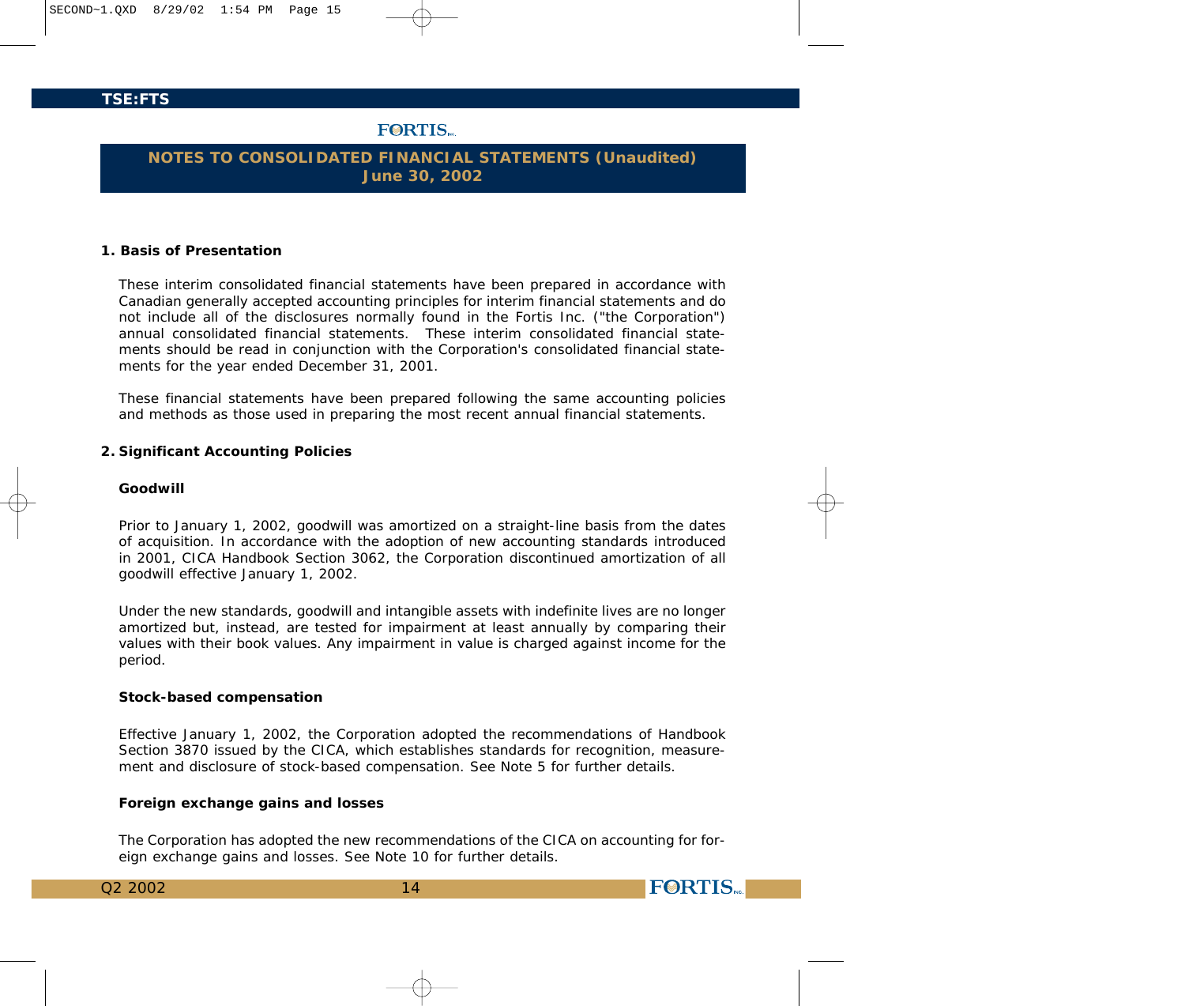# NOTES TO CONSOLIDATED FINANCIAL STATEMENTS (Unaudited)
## June 30, 2002

### 1. Basis of Presentation

These interim consolidated financial statements have been prepared in accordance with Canadian generally accepted accounting principles for interim financial statements and do not include all of the disclosures normally found in the Fortis Inc. ("the Corporation") annual consolidated financial statements. These interim consolidated financial statements should be read in conjunction with the Corporation's consolidated financial statements for the year ended December 31, 2001.

These financial statements have been prepared following the same accounting policies and methods as those used in preparing the most recent annual financial statements.

### 2. Significant Accounting Policies

**Goodwill**

Prior to January 1, 2002, goodwill was amortized on a straight-line basis from the dates of acquisition. In accordance with the adoption of new accounting standards introduced in 2001, CICA Handbook Section 3062, the Corporation discontinued amortization of all goodwill effective January 1, 2002.

Under the new standards, goodwill and intangible assets with indefinite lives are no longer amortized but, instead, are tested for impairment at least annually by comparing their values with their book values. Any impairment in value is charged against income for the period.

**Stock-based compensation**

Effective January 1, 2002, the Corporation adopted the recommendations of Handbook Section 3870 issued by the CICA, which establishes standards for recognition, measurement and disclosure of stock-based compensation. See Note 5 for further details.

**Foreign exchange gains and losses**

The Corporation has adopted the new recommendations of the CICA on accounting for foreign exchange gains and losses. See Note 10 for further details.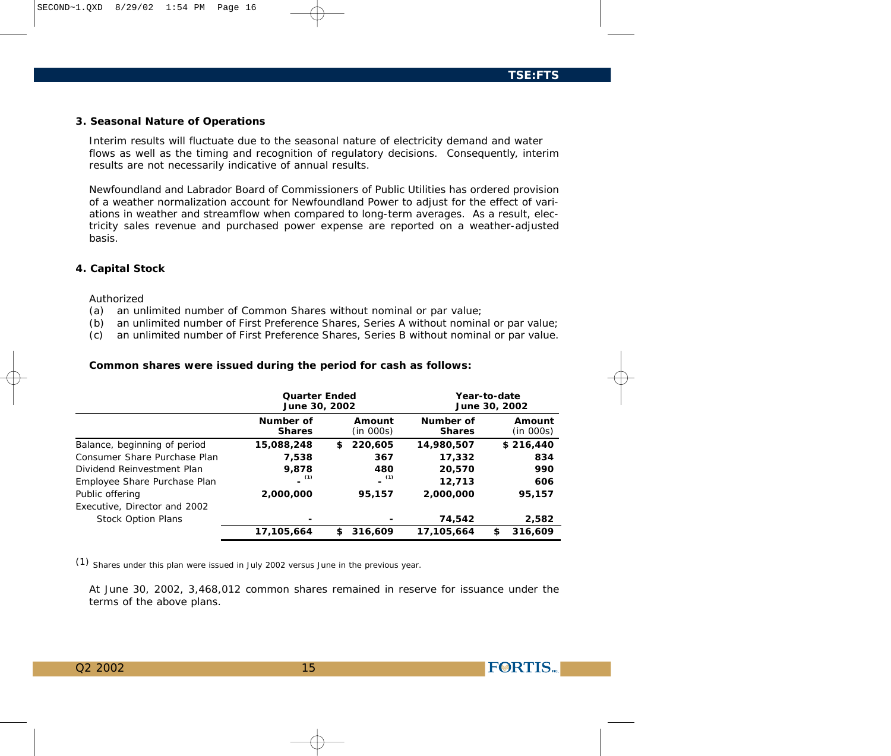### 3. Seasonal Nature of Operations

Interim results will fluctuate due to the seasonal nature of electricity demand and water flows as well as the timing and recognition of regulatory decisions. Consequently, interim results are not necessarily indicative of annual results.

Newfoundland and Labrador Board of Commissioners of Public Utilities has ordered provision of a weather normalization account for Newfoundland Power to adjust for the effect of variations in weather and streamflow when compared to long-term averages. As a result, electricity sales revenue and purchased power expense are reported on a weather-adjusted basis.

### 4. Capital Stock

Authorized

(a) an unlimited number of Common Shares without nominal or par value;
(b) an unlimited number of First Preference Shares, Series A without nominal or par value;
(c) an unlimited number of First Preference Shares, Series B without nominal or par value.

**Common shares were issued during the period for cash as follows:**

| | Quarter Ended June 30, 2002 | | Year-to-date June 30, 2002 | |
|---|---|---|---|---|
| | Number of Shares | Amount (in 000s) | Number of Shares | Amount (in 000s) |
| Balance, beginning of period | 15,088,248 | $ 220,605 | 14,980,507 | $ 216,440 |
| Consumer Share Purchase Plan | 7,538 | 367 | 17,332 | 834 |
| Dividend Reinvestment Plan | 9,878 | 480 | 20,570 | 990 |
| Employee Share Purchase Plan | - [1] | - [1] | 12,713 | 606 |
| Public offering | 2,000,000 | 95,157 | 2,000,000 | 95,157 |
| Executive, Director and 2002 Stock Option Plans | - | - | 74,542 | 2,582 |
| | 17,105,664 | $ 316,609 | 17,105,664 | $ 316,609 |

(1) Shares under this plan were issued in July 2002 versus June in the previous year.

At June 30, 2002, 3,468,012 common shares remained in reserve for issuance under the terms of the above plans.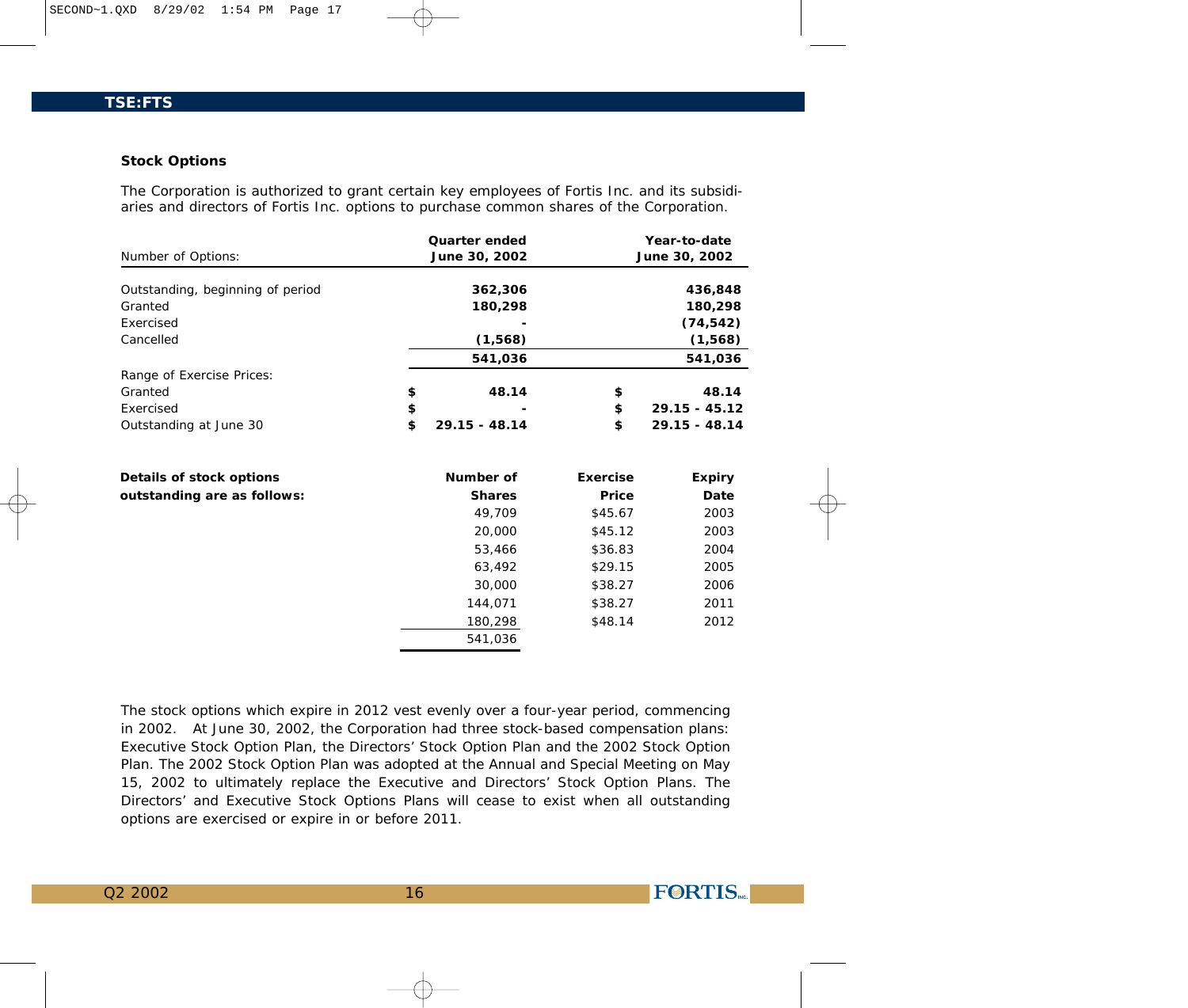### Stock Options

The Corporation is authorized to grant certain key employees of Fortis Inc. and its subsidiaries and directors of Fortis Inc. options to purchase common shares of the Corporation.

| Number of Options: | Quarter ended June 30, 2002 | Year-to-date June 30, 2002 |
|---|---|---|
| Outstanding, beginning of period | **362,306** | **436,848** |
| Granted | **180,298** | **180,298** |
| Exercised | **-** | **(74,542)** |
| Cancelled | **(1,568)** | **(1,568)** |
| | **541,036** | **541,036** |
| Range of Exercise Prices: | | |
| Granted | **$ 48.14** | **$ 48.14** |
| Exercised | **$ -** | **$ 29.15 - 45.12** |
| Outstanding at June 30 | **$ 29.15 - 48.14** | **$ 29.15 - 48.14** |

| Details of stock options outstanding are as follows: | Number of Shares | Exercise Price | Expiry Date |
|---|---|---|---|
| | 49,709 | $45.67 | 2003 |
| | 20,000 | $45.12 | 2003 |
| | 53,466 | $36.83 | 2004 |
| | 63,492 | $29.15 | 2005 |
| | 30,000 | $38.27 | 2006 |
| | 144,071 | $38.27 | 2011 |
| | 180,298 | $48.14 | 2012 |
| | 541,036 | | |

The stock options which expire in 2012 vest evenly over a four-year period, commencing in 2002. At June 30, 2002, the Corporation had three stock-based compensation plans: Executive Stock Option Plan, the Directors' Stock Option Plan and the 2002 Stock Option Plan. The 2002 Stock Option Plan was adopted at the Annual and Special Meeting on May 15, 2002 to ultimately replace the Executive and Directors' Stock Option Plans. The Directors' and Executive Stock Options Plans will cease to exist when all outstanding options are exercised or expire in or before 2011.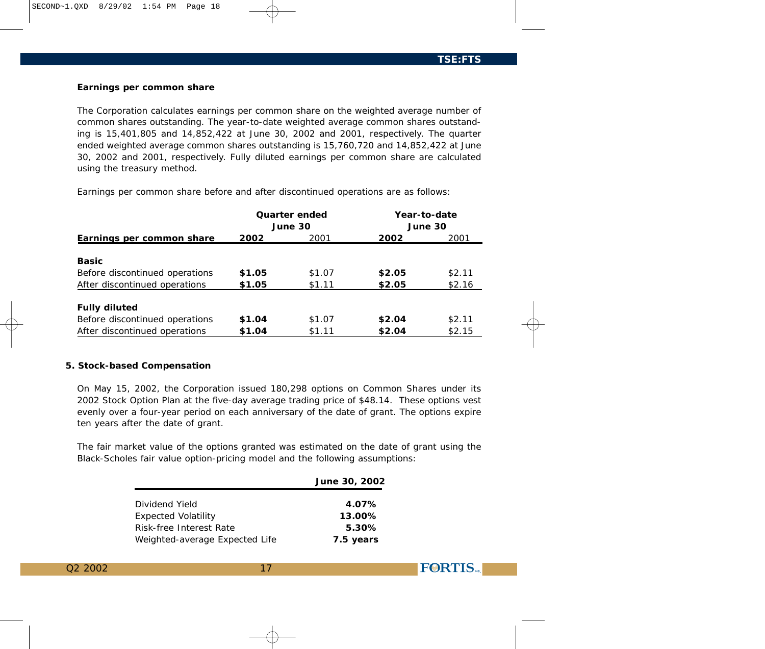### Earnings per common share

The Corporation calculates earnings per common share on the weighted average number of common shares outstanding. The year-to-date weighted average common shares outstanding is 15,401,805 and 14,852,422 at June 30, 2002 and 2001, respectively. The quarter ended weighted average common shares outstanding is 15,760,720 and 14,852,422 at June 30, 2002 and 2001, respectively. Fully diluted earnings per common share are calculated using the treasury method.

Earnings per common share before and after discontinued operations are as follows:

| | Quarter ended June 30 | | Year-to-date June 30 | |
|---|---|---|---|---|
| **Earnings per common share** | **2002** | 2001 | **2002** | 2001 |
| **Basic** | | | | |
| Before discontinued operations | **$1.05** | $1.07 | **$2.05** | $2.11 |
| After discontinued operations | **$1.05** | $1.11 | **$2.05** | $2.16 |
| **Fully diluted** | | | | |
| Before discontinued operations | **$1.04** | $1.07 | **$2.04** | $2.11 |
| After discontinued operations | **$1.04** | $1.11 | **$2.04** | $2.15 |

### 5. Stock-based Compensation

On May 15, 2002, the Corporation issued 180,298 options on Common Shares under its 2002 Stock Option Plan at the five-day average trading price of $48.14. These options vest evenly over a four-year period on each anniversary of the date of grant. The options expire ten years after the date of grant.

The fair market value of the options granted was estimated on the date of grant using the Black-Scholes fair value option-pricing model and the following assumptions:

| | **June 30, 2002** |
|---|---|
| Dividend Yield | **4.07%** |
| Expected Volatility | **13.00%** |
| Risk-free Interest Rate | **5.30%** |
| Weighted-average Expected Life | **7.5 years** |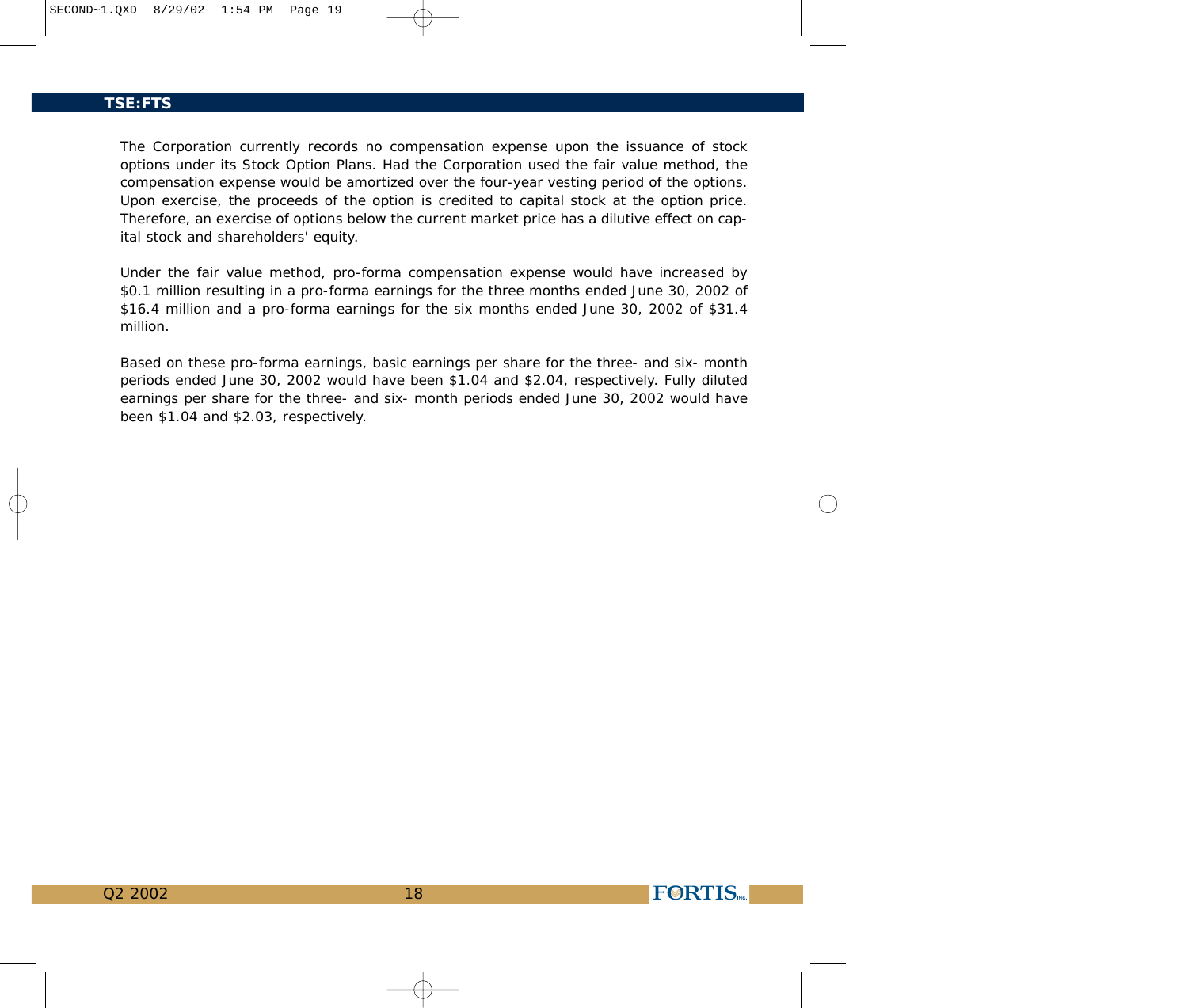The Corporation currently records no compensation expense upon the issuance of stock options under its Stock Option Plans. Had the Corporation used the fair value method, the compensation expense would be amortized over the four-year vesting period of the options. Upon exercise, the proceeds of the option is credited to capital stock at the option price. Therefore, an exercise of options below the current market price has a dilutive effect on capital stock and shareholders' equity.

Under the fair value method, pro-forma compensation expense would have increased by $0.1 million resulting in a pro-forma earnings for the three months ended June 30, 2002 of $16.4 million and a pro-forma earnings for the six months ended June 30, 2002 of $31.4 million.

Based on these pro-forma earnings, basic earnings per share for the three- and six- month periods ended June 30, 2002 would have been $1.04 and $2.04, respectively. Fully diluted earnings per share for the three- and six- month periods ended June 30, 2002 would have been $1.04 and $2.03, respectively.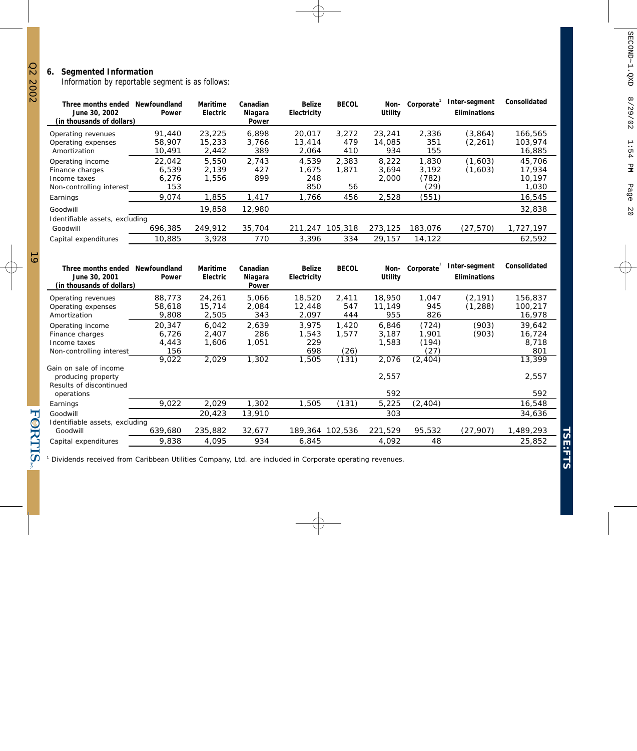## 6. Segmented Information

Information by reportable segment is as follows:

| Three months ended June 30, 2002 (in thousands of dollars) | Newfoundland Power | Maritime Electric | Canadian Niagara Power | Belize Electricity | BECOL | Non-Utility | Corporate[1] | Inter-segment Eliminations | Consolidated |
|---|---|---|---|---|---|---|---|---|---|
| Operating revenues | 91,440 | 23,225 | 6,898 | 20,017 | 3,272 | 23,241 | 2,336 | (3,864) | 166,565 |
| Operating expenses | 58,907 | 15,233 | 3,766 | 13,414 | 479 | 14,085 | 351 | (2,261) | 103,974 |
| Amortization | 10,491 | 2,442 | 389 | 2,064 | 410 | 934 | 155 | | 16,885 |
| Operating income | 22,042 | 5,550 | 2,743 | 4,539 | 2,383 | 8,222 | 1,830 | (1,603) | 45,706 |
| Finance charges | 6,539 | 2,139 | 427 | 1,675 | 1,871 | 3,694 | 3,192 | (1,603) | 17,934 |
| Income taxes | 6,276 | 1,556 | 899 | 248 | | 2,000 | (782) | | 10,197 |
| Non-controlling interest | 153 | | | 850 | 56 | | (29) | | 1,030 |
| Earnings | 9,074 | 1,855 | 1,417 | 1,766 | 456 | 2,528 | (551) | | 16,545 |
| Goodwill | | 19,858 | 12,980 | | | | | | 32,838 |
| Identifiable assets, excluding Goodwill | 696,385 | 249,912 | 35,704 | 211,247 | 105,318 | 273,125 | 183,076 | (27,570) | 1,727,197 |
| Capital expenditures | 10,885 | 3,928 | 770 | 3,396 | 334 | 29,157 | 14,122 | | 62,592 |

| Three months ended June 30, 2001 (in thousands of dollars) | Newfoundland Power | Maritime Electric | Canadian Niagara Power | Belize Electricity | BECOL | Non-Utility | Corporate[1] | Inter-segment Eliminations | Consolidated |
|---|---|---|---|---|---|---|---|---|---|
| Operating revenues | 88,773 | 24,261 | 5,066 | 18,520 | 2,411 | 18,950 | 1,047 | (2,191) | 156,837 |
| Operating expenses | 58,618 | 15,714 | 2,084 | 12,448 | 547 | 11,149 | 945 | (1,288) | 100,217 |
| Amortization | 9,808 | 2,505 | 343 | 2,097 | 444 | 955 | 826 | | 16,978 |
| Operating income | 20,347 | 6,042 | 2,639 | 3,975 | 1,420 | 6,846 | (724) | (903) | 39,642 |
| Finance charges | 6,726 | 2,407 | 286 | 1,543 | 1,577 | 3,187 | 1,901 | (903) | 16,724 |
| Income taxes | 4,443 | 1,606 | 1,051 | 229 | | 1,583 | (194) | | 8,718 |
| Non-controlling interest | 156 | | | 698 | (26) | | (27) | | 801 |
| | 9,022 | 2,029 | 1,302 | 1,505 | (131) | 2,076 | (2,404) | | 13,399 |
| Gain on sale of income producing property | | | | | | 2,557 | | | 2,557 |
| Results of discontinued operations | | | | | | 592 | | | 592 |
| Earnings | 9,022 | 2,029 | 1,302 | 1,505 | (131) | 5,225 | (2,404) | | 16,548 |
| Goodwill | | 20,423 | 13,910 | | | 303 | | | 34,636 |
| Identifiable assets, excluding Goodwill | 639,680 | 235,882 | 32,677 | 189,364 | 102,536 | 221,529 | 95,532 | (27,907) | 1,489,293 |
| Capital expenditures | 9,838 | 4,095 | 934 | 6,845 | | 4,092 | 48 | | 25,852 |

[1] Dividends received from Caribbean Utilities Company, Ltd. are included in Corporate operating revenues.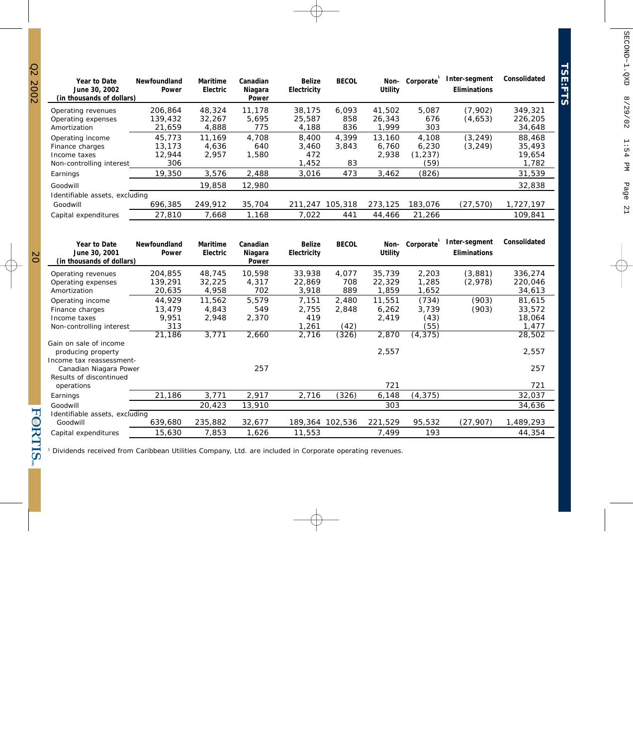| Year to Date June 30, 2002 (in thousands of dollars) | Newfoundland Power | Maritime Electric | Canadian Niagara Power | Belize Electricity | BECOL | Non-Utility | Corporate[1] | Inter-segment Eliminations | Consolidated |
|---|---|---|---|---|---|---|---|---|---|
| Operating revenues | 206,864 | 48,324 | 11,178 | 38,175 | 6,093 | 41,502 | 5,087 | (7,902) | 349,321 |
| Operating expenses | 139,432 | 32,267 | 5,695 | 25,587 | 858 | 26,343 | 676 | (4,653) | 226,205 |
| Amortization | 21,659 | 4,888 | 775 | 4,188 | 836 | 1,999 | 303 | | 34,648 |
| Operating income | 45,773 | 11,169 | 4,708 | 8,400 | 4,399 | 13,160 | 4,108 | (3,249) | 88,468 |
| Finance charges | 13,173 | 4,636 | 640 | 3,460 | 3,843 | 6,760 | 6,230 | (3,249) | 35,493 |
| Income taxes | 12,944 | 2,957 | 1,580 | 472 | | 2,938 | (1,237) | | 19,654 |
| Non-controlling interest | 306 | | | 1,452 | 83 | | (59) | | 1,782 |
| Earnings | 19,350 | 3,576 | 2,488 | 3,016 | 473 | 3,462 | (826) | | 31,539 |
| Goodwill | | 19,858 | 12,980 | | | | | | 32,838 |
| Identifiable assets, excluding Goodwill | 696,385 | 249,912 | 35,704 | 211,247 | 105,318 | 273,125 | 183,076 | (27,570) | 1,727,197 |
| Capital expenditures | 27,810 | 7,668 | 1,168 | 7,022 | 441 | 44,466 | 21,266 | | 109,841 |

| Year to Date June 30, 2001 (in thousands of dollars) | Newfoundland Power | Maritime Electric | Canadian Niagara Power | Belize Electricity | BECOL | Non-Utility | Corporate[1] | Inter-segment Eliminations | Consolidated |
|---|---|---|---|---|---|---|---|---|---|
| Operating revenues | 204,855 | 48,745 | 10,598 | 33,938 | 4,077 | 35,739 | 2,203 | (3,881) | 336,274 |
| Operating expenses | 139,291 | 32,225 | 4,317 | 22,869 | 708 | 22,329 | 1,285 | (2,978) | 220,046 |
| Amortization | 20,635 | 4,958 | 702 | 3,918 | 889 | 1,859 | 1,652 | | 34,613 |
| Operating income | 44,929 | 11,562 | 5,579 | 7,151 | 2,480 | 11,551 | (734) | (903) | 81,615 |
| Finance charges | 13,479 | 4,843 | 549 | 2,755 | 2,848 | 6,262 | 3,739 | (903) | 33,572 |
| Income taxes | 9,951 | 2,948 | 2,370 | 419 | | 2,419 | (43) | | 18,064 |
| Non-controlling interest | 313 | | | 1,261 | (42) | | (55) | | 1,477 |
| | 21,186 | 3,771 | 2,660 | 2,716 | (326) | 2,870 | (4,375) | | 28,502 |
| Gain on sale of income producing property | | | | | | 2,557 | | | 2,557 |
| Income tax reassessment-Canadian Niagara Power | | | 257 | | | | | | 257 |
| Results of discontinued operations | | | | | | 721 | | | 721 |
| Earnings | 21,186 | 3,771 | 2,917 | 2,716 | (326) | 6,148 | (4,375) | | 32,037 |
| Goodwill | | 20,423 | 13,910 | | | 303 | | | 34,636 |
| Identifiable assets, excluding Goodwill | 639,680 | 235,882 | 32,677 | 189,364 | 102,536 | 221,529 | 95,532 | (27,907) | 1,489,293 |
| Capital expenditures | 15,630 | 7,853 | 1,626 | 11,553 | | 7,499 | 193 | | 44,354 |

[1] Dividends received from Caribbean Utilities Company, Ltd. are included in Corporate operating revenues.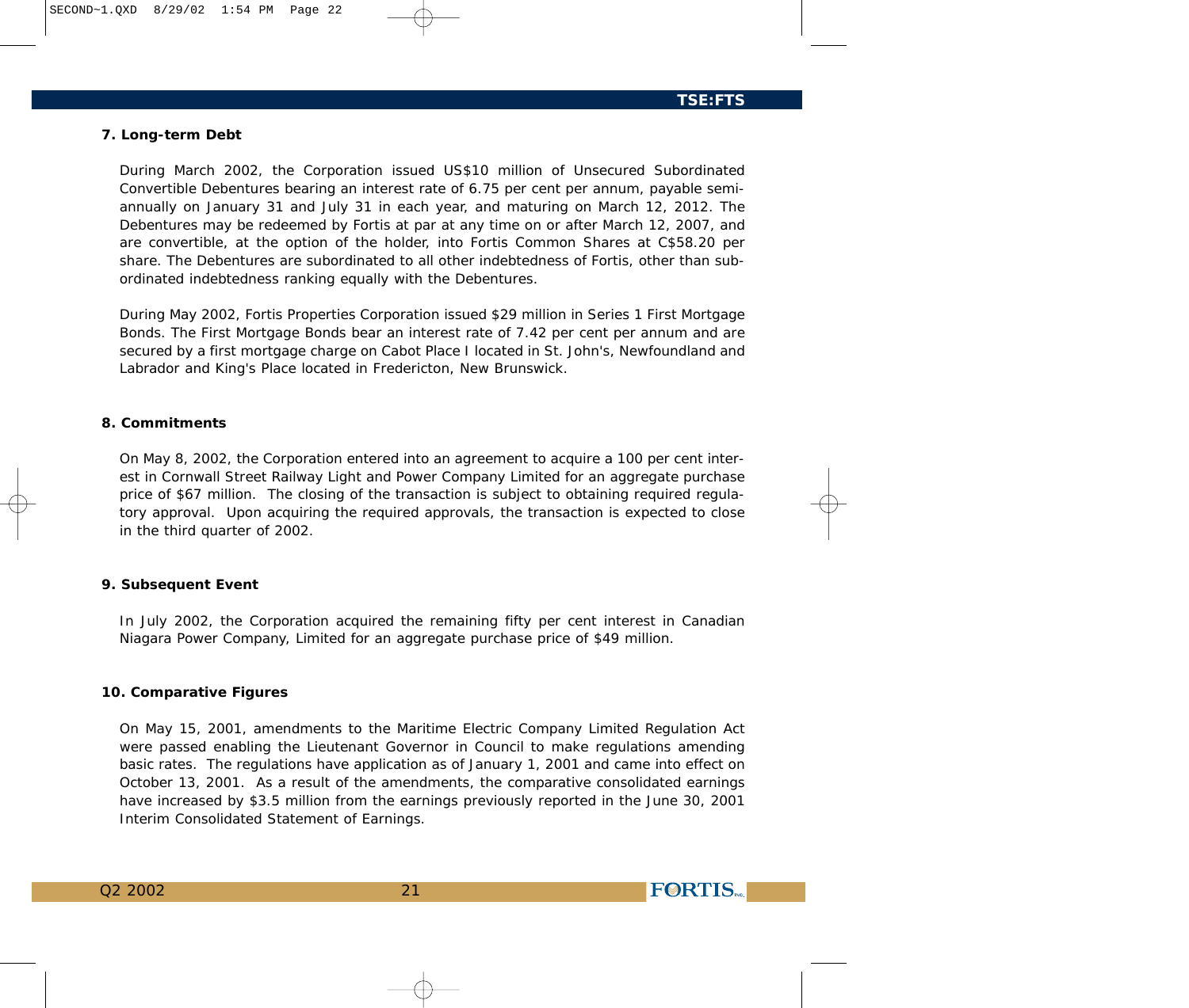### 7. Long-term Debt

During March 2002, the Corporation issued US$10 million of Unsecured Subordinated Convertible Debentures bearing an interest rate of 6.75 per cent per annum, payable semi-annually on January 31 and July 31 in each year, and maturing on March 12, 2012. The Debentures may be redeemed by Fortis at par at any time on or after March 12, 2007, and are convertible, at the option of the holder, into Fortis Common Shares at C$58.20 per share. The Debentures are subordinated to all other indebtedness of Fortis, other than subordinated indebtedness ranking equally with the Debentures.

During May 2002, Fortis Properties Corporation issued $29 million in Series 1 First Mortgage Bonds. The First Mortgage Bonds bear an interest rate of 7.42 per cent per annum and are secured by a first mortgage charge on Cabot Place I located in St. John's, Newfoundland and Labrador and King's Place located in Fredericton, New Brunswick.

### 8. Commitments

On May 8, 2002, the Corporation entered into an agreement to acquire a 100 per cent interest in Cornwall Street Railway Light and Power Company Limited for an aggregate purchase price of $67 million. The closing of the transaction is subject to obtaining required regulatory approval. Upon acquiring the required approvals, the transaction is expected to close in the third quarter of 2002.

### 9. Subsequent Event

In July 2002, the Corporation acquired the remaining fifty per cent interest in Canadian Niagara Power Company, Limited for an aggregate purchase price of $49 million.

### 10. Comparative Figures

On May 15, 2001, amendments to the Maritime Electric Company Limited Regulation Act were passed enabling the Lieutenant Governor in Council to make regulations amending basic rates. The regulations have application as of January 1, 2001 and came into effect on October 13, 2001. As a result of the amendments, the comparative consolidated earnings have increased by $3.5 million from the earnings previously reported in the June 30, 2001 Interim Consolidated Statement of Earnings.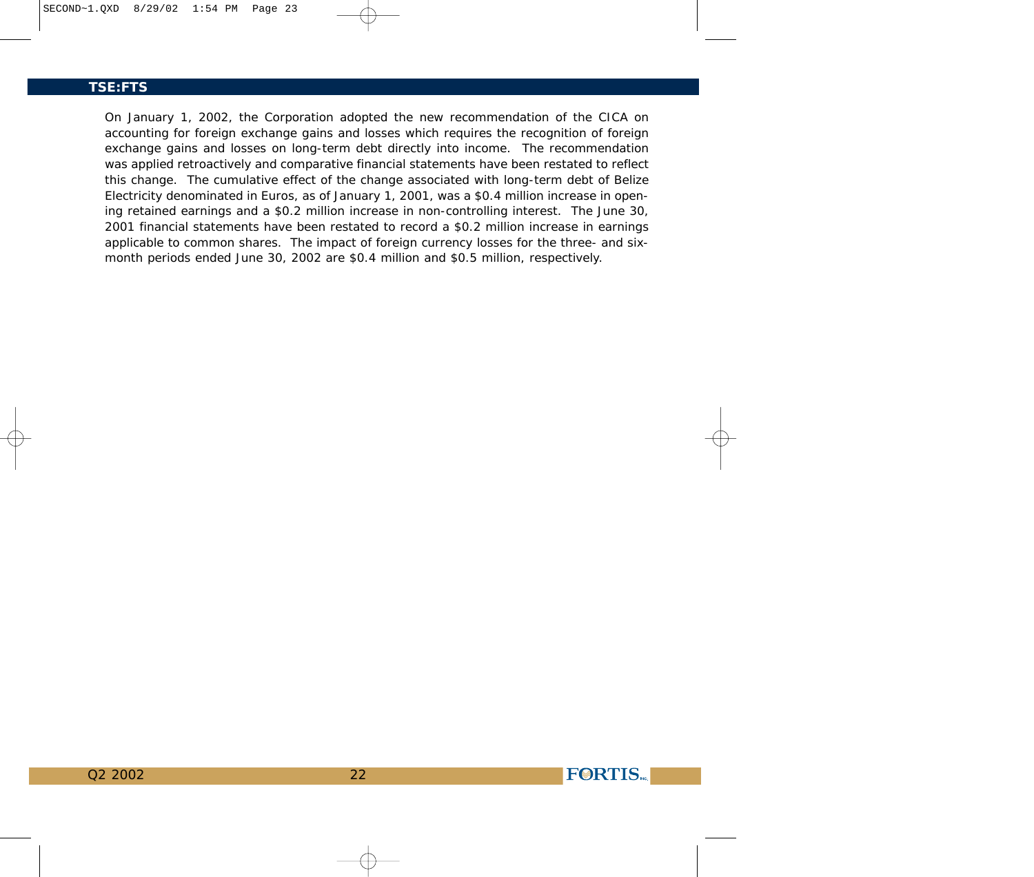On January 1, 2002, the Corporation adopted the new recommendation of the CICA on accounting for foreign exchange gains and losses which requires the recognition of foreign exchange gains and losses on long-term debt directly into income. The recommendation was applied retroactively and comparative financial statements have been restated to reflect this change. The cumulative effect of the change associated with long-term debt of Belize Electricity denominated in Euros, as of January 1, 2001, was a $0.4 million increase in opening retained earnings and a $0.2 million increase in non-controlling interest. The June 30, 2001 financial statements have been restated to record a $0.2 million increase in earnings applicable to common shares. The impact of foreign currency losses for the three- and six-month periods ended June 30, 2002 are $0.4 million and $0.5 million, respectively.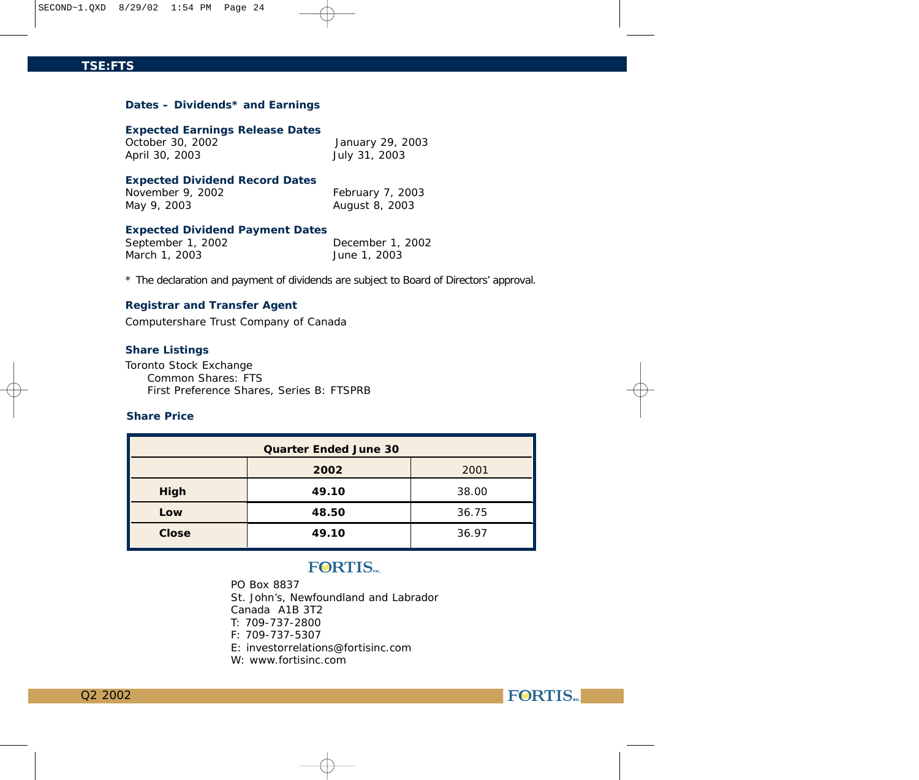## Dates – Dividends* and Earnings

**Expected Earnings Release Dates**

October 30, 2002
January 29, 2003
April 30, 2003
July 31, 2003

**Expected Dividend Record Dates**

November 9, 2002
February 7, 2003
May 9, 2003
August 8, 2003

**Expected Dividend Payment Dates**

September 1, 2002
December 1, 2002
March 1, 2003
June 1, 2003

* The declaration and payment of dividends are subject to Board of Directors' approval.

## Registrar and Transfer Agent

Computershare Trust Company of Canada

## Share Listings

Toronto Stock Exchange
- Common Shares: FTS
- First Preference Shares, Series B: FTSPRB

## Share Price

| Quarter Ended June 30 | | |
|---|---|---|
| | **2002** | 2001 |
| **High** | **49.10** | 38.00 |
| **Low** | **48.50** | 36.75 |
| **Close** | **49.10** | 36.97 |

FORTIS INC.

PO Box 8837
St. John's, Newfoundland and Labrador
Canada A1B 3T2
T: 709-737-2800
F: 709-737-5307
E: investorrelations@fortisinc.com
W: www.fortisinc.com